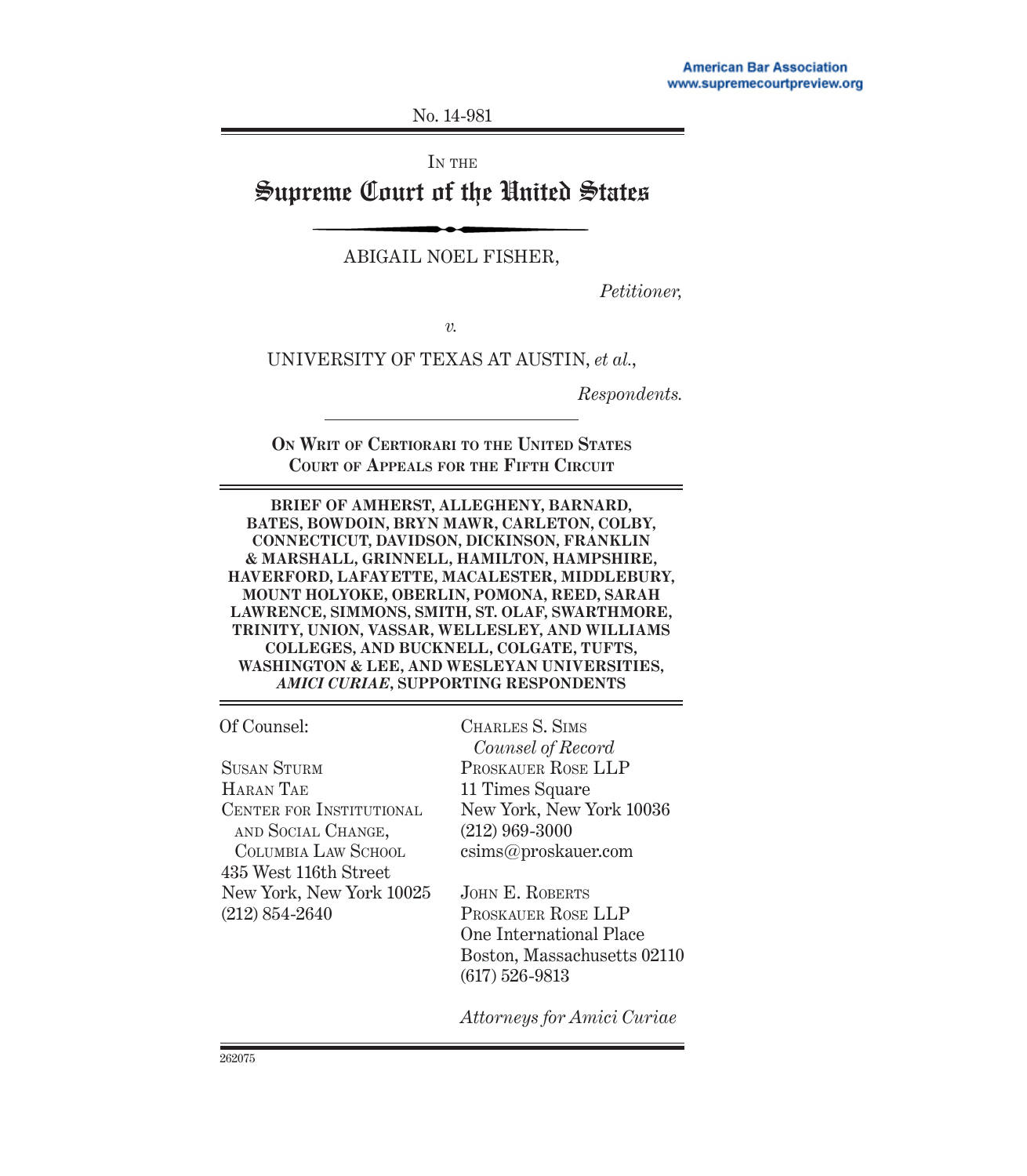No. 14-981

IN THE

# Supreme Court of the United States

ABIGAIL NOEL FISHER,

*Petitioner,*

*v.*

UNIVERSITY OF TEXAS AT AUSTIN, *et al.*,

*Respondents.*

**ON WRIT OF CERTIORARI TO THE UNITED STATES COURT OF APPEALS FOR THE FIFTH CIRCUIT**

**BRIEF OF AMHERST, ALLEGHENY, BARNARD, BATES, BOWDOIN, BRYN MAWR, CARLETON, COLBY, CONNECTICUT, DAVIDSON, DICKINSON, FRANKLIN & MARSHALL, GRINNELL, HAMILTON, HAMPSHIRE, HAVERFORD, LAFAYETTE, MACALESTER, MIDDLEBURY, MOUNT HOLYOKE, OBERLIN, POMONA, REED, SARAH LAWRENCE, SIMMONS, SMITH, ST. OLAF, SWARTHMORE, TRINITY, UNION, VASSAR, WELLESLEY, AND WILLIAMS COLLEGES, AND BUCKNELL, COLGATE, TUFTS, WASHINGTON & LEE, AND WESLEYAN UNIVERSITIES, *AMICI CURIAE*, SUPPORTING RESPONDENTS**

Of Counsel:

SUSAN STURM
HARAN TAE
CENTER FOR INSTITUTIONAL AND SOCIAL CHANGE, COLUMBIA LAW SCHOOL
435 West 116th Street
New York, New York 10025
(212) 854-2640

CHARLES S. SIMS
*Counsel of Record*
PROSKAUER ROSE LLP
11 Times Square
New York, New York 10036
(212) 969-3000
csims@proskauer.com

JOHN E. ROBERTS
PROSKAUER ROSE LLP
One International Place
Boston, Massachusetts 02110
(617) 526-9813

*Attorneys for Amici Curiae*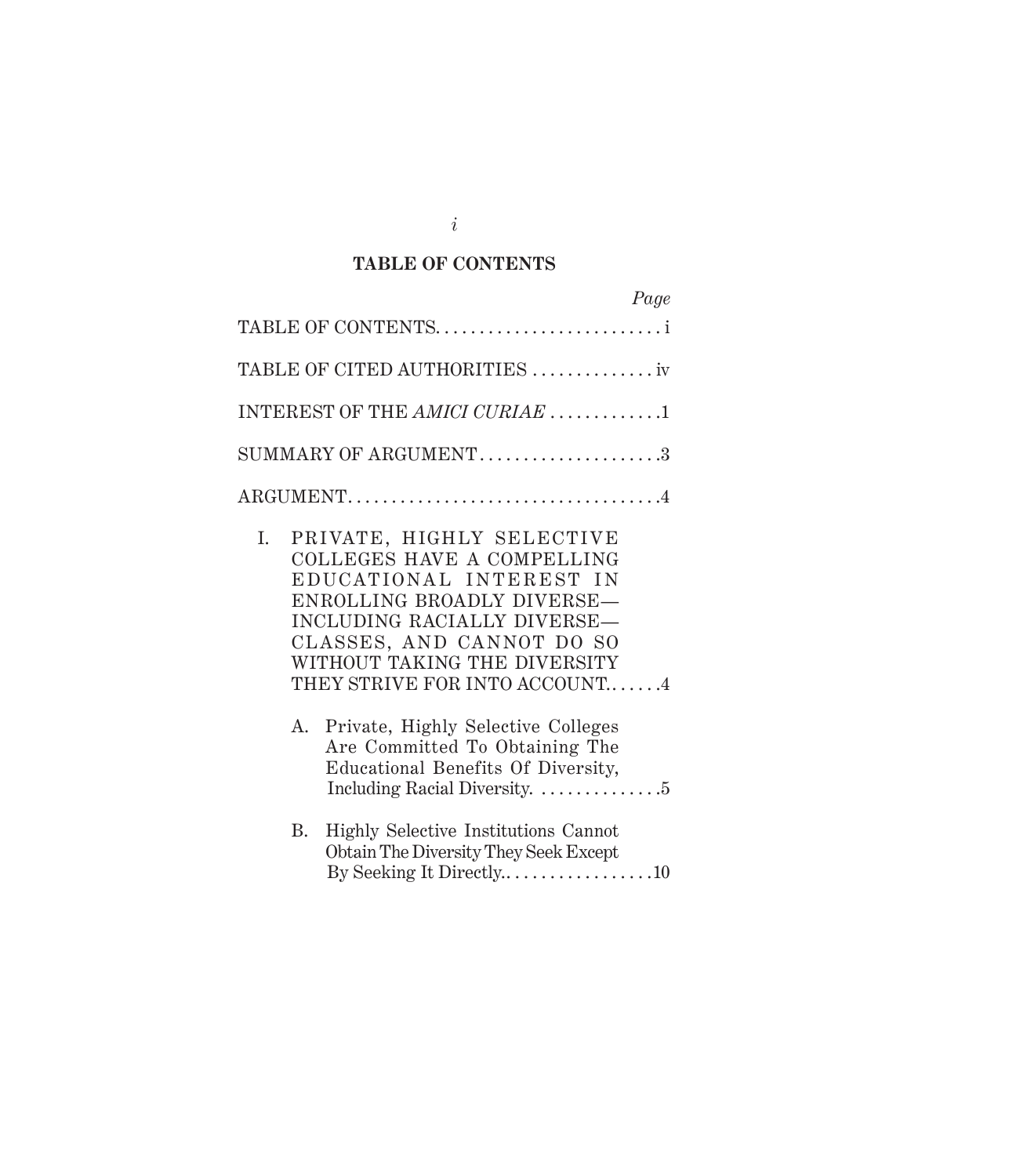## TABLE OF CONTENTS

*Page*

TABLE OF CONTENTS. . . . . . . . . . . . . . . . . . . . . . . . . . i

TABLE OF CITED AUTHORITIES . . . . . . . . . . . . . . iv

INTEREST OF THE *AMICI CURIAE* . . . . . . . . . . . . .1

SUMMARY OF ARGUMENT. . . . . . . . . . . . . . . . . . . . .3

ARGUMENT. . . . . . . . . . . . . . . . . . . . . . . . . . . . . . . . . . . .4

I. PRIVATE, HIGHLY SELECTIVE COLLEGES HAVE A COMPELLING EDUCATIONAL INTEREST IN ENROLLING BROADLY DIVERSE—INCLUDING RACIALLY DIVERSE—CLASSES, AND CANNOT DO SO WITHOUT TAKING THE DIVERSITY THEY STRIVE FOR INTO ACCOUNT. . . . . . .4

A. Private, Highly Selective Colleges Are Committed To Obtaining The Educational Benefits Of Diversity, Including Racial Diversity. . . . . . . . . . . . . . .5

B. Highly Selective Institutions Cannot Obtain The Diversity They Seek Except By Seeking It Directly.. . . . . . . . . . . . . . . . .10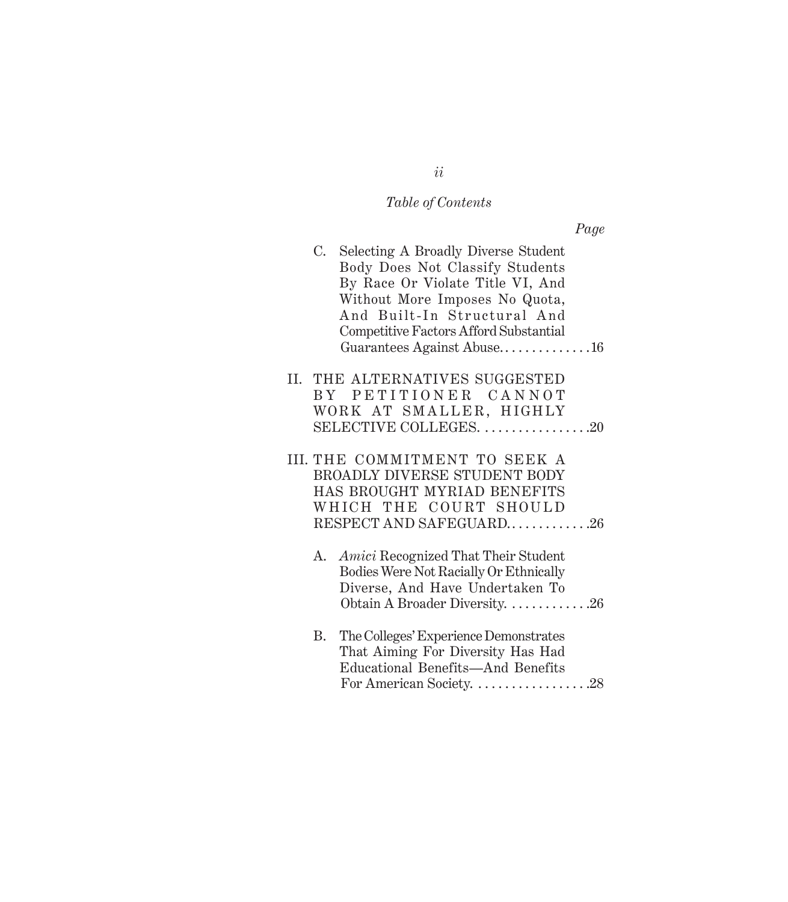*Table of Contents*

*Page*

C. Selecting A Broadly Diverse Student Body Does Not Classify Students By Race Or Violate Title VI, And Without More Imposes No Quota, And Built-In Structural And Competitive Factors Afford Substantial Guarantees Against Abuse. . . . . . . . . . . . . .16

II. THE ALTERNATIVES SUGGESTED BY PETITIONER CANNOT WORK AT SMALLER, HIGHLY SELECTIVE COLLEGES. . . . . . . . . . . . . . . . .20

III. THE COMMITMENT TO SEEK A BROADLY DIVERSE STUDENT BODY HAS BROUGHT MYRIAD BENEFITS WHICH THE COURT SHOULD RESPECT AND SAFEGUARD. . . . . . . . . . . . .26

A. *Amici* Recognized That Their Student Bodies Were Not Racially Or Ethnically Diverse, And Have Undertaken To Obtain A Broader Diversity. . . . . . . . . . . . .26

B. The Colleges' Experience Demonstrates That Aiming For Diversity Has Had Educational Benefits—And Benefits For American Society. . . . . . . . . . . . . . . . . .28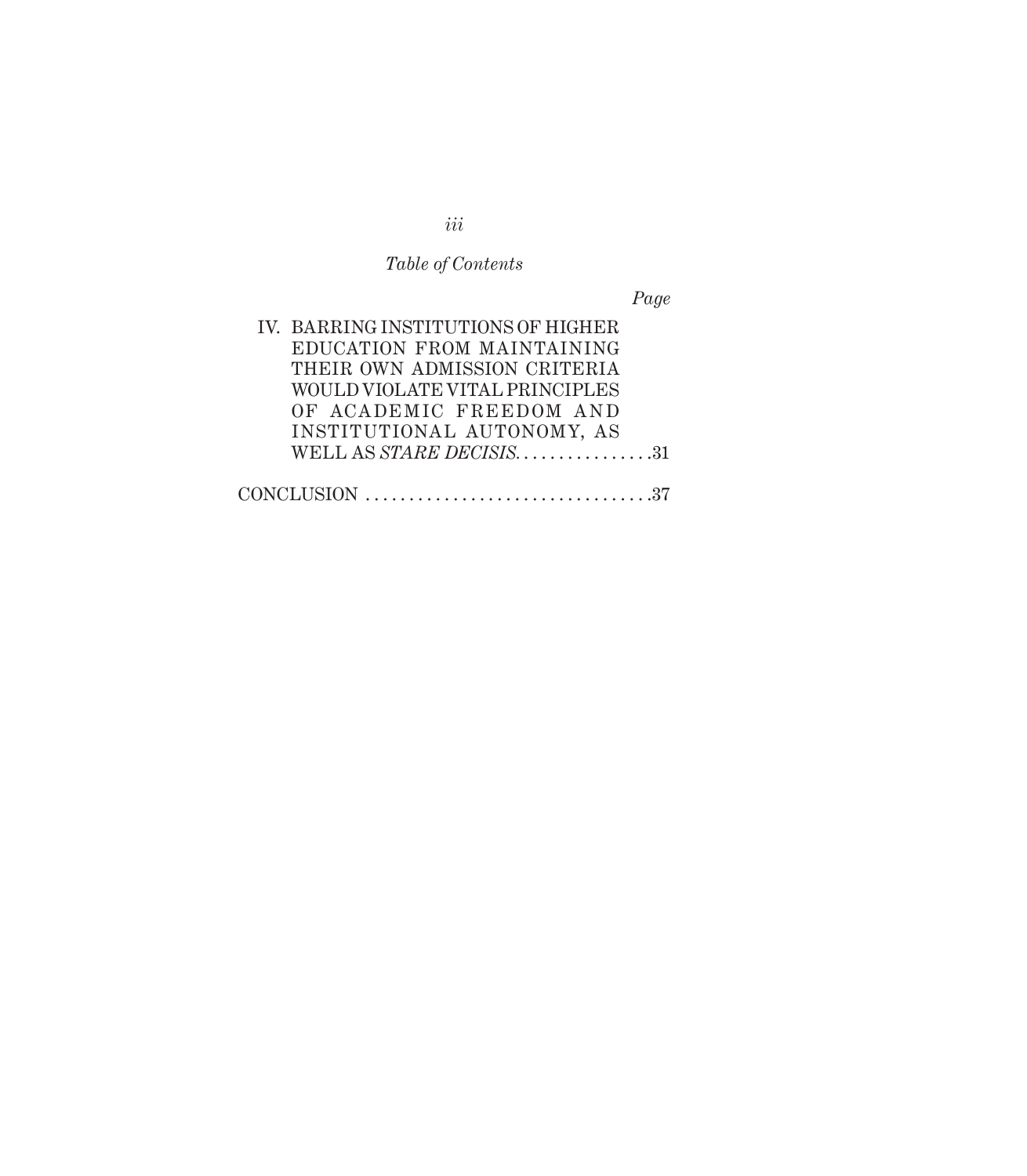*Table of Contents*

*Page*

IV. BARRING INSTITUTIONS OF HIGHER EDUCATION FROM MAINTAINING THEIR OWN ADMISSION CRITERIA WOULD VIOLATE VITAL PRINCIPLES OF ACADEMIC FREEDOM AND INSTITUTIONAL AUTONOMY, AS WELL AS *STARE DECISIS*. . . . . . . . . . . . . . . . 31

CONCLUSION . . . . . . . . . . . . . . . . . . . . . . . . . . . . . . . . 37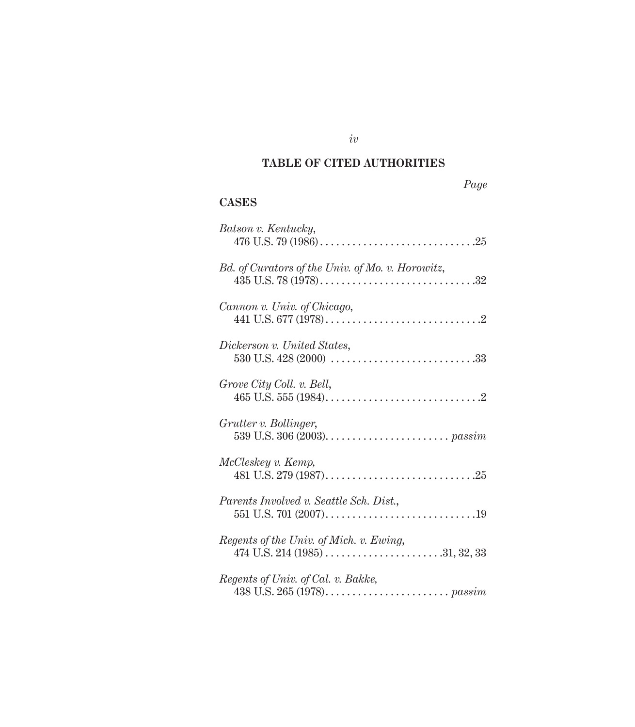## TABLE OF CITED AUTHORITIES

*Page*

### CASES

*Batson v. Kentucky*,
476 U.S. 79 (1986) . . . . . . . . . . . . . . . . . . . . . . . . . . . . .25

*Bd. of Curators of the Univ. of Mo. v. Horowitz*,
435 U.S. 78 (1978) . . . . . . . . . . . . . . . . . . . . . . . . . . . . .32

*Cannon v. Univ. of Chicago*,
441 U.S. 677 (1978) . . . . . . . . . . . . . . . . . . . . . . . . . . . . .2

*Dickerson v. United States*,
530 U.S. 428 (2000) . . . . . . . . . . . . . . . . . . . . . . . . . . .33

*Grove City Coll. v. Bell*,
465 U.S. 555 (1984) . . . . . . . . . . . . . . . . . . . . . . . . . . . . .2

*Grutter v. Bollinger*,
539 U.S. 306 (2003) . . . . . . . . . . . . . . . . . . . . . . . *passim*

*McCleskey v. Kemp*,
481 U.S. 279 (1987) . . . . . . . . . . . . . . . . . . . . . . . . . . . .25

*Parents Involved v. Seattle Sch. Dist.*,
551 U.S. 701 (2007) . . . . . . . . . . . . . . . . . . . . . . . . . . . .19

*Regents of the Univ. of Mich. v. Ewing*,
474 U.S. 214 (1985) . . . . . . . . . . . . . . . . . . . . . .31, 32, 33

*Regents of Univ. of Cal. v. Bakke*,
438 U.S. 265 (1978) . . . . . . . . . . . . . . . . . . . . . . . *passim*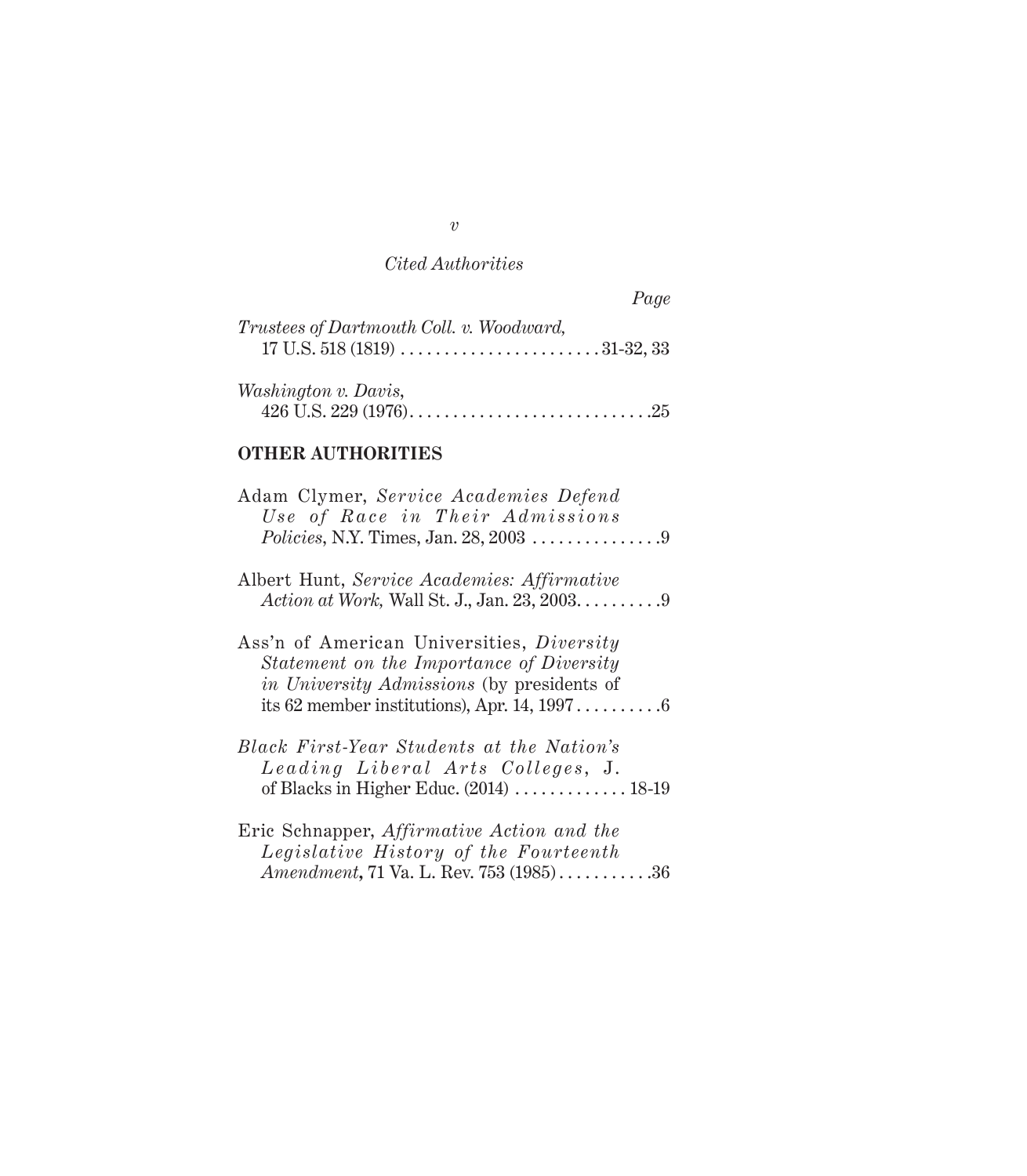*Cited Authorities*

*Page*

*Trustees of Dartmouth Coll. v. Woodward*, 17 U.S. 518 (1819) . . . . . . . . . . . . . . . . . . . . . . . 31-32, 33

*Washington v. Davis*, 426 U.S. 229 (1976) . . . . . . . . . . . . . . . . . . . . . . . . . . . .25

**OTHER AUTHORITIES**

Adam Clymer, *Service Academies Defend Use of Race in Their Admissions Policies*, N.Y. Times, Jan. 28, 2003 . . . . . . . . . . . . . . .9

Albert Hunt, *Service Academies: Affirmative Action at Work,* Wall St. J., Jan. 23, 2003. . . . . . . . . .9

Ass'n of American Universities, *Diversity Statement on the Importance of Diversity in University Admissions* (by presidents of its 62 member institutions), Apr. 14, 1997 . . . . . . . . . .6

*Black First-Year Students at the Nation's Leading Liberal Arts Colleges*, J. of Blacks in Higher Educ. (2014) . . . . . . . . . . . . . 18-19

Eric Schnapper, *Affirmative Action and the Legislative History of the Fourteenth Amendment*, 71 Va. L. Rev. 753 (1985) . . . . . . . . . . .36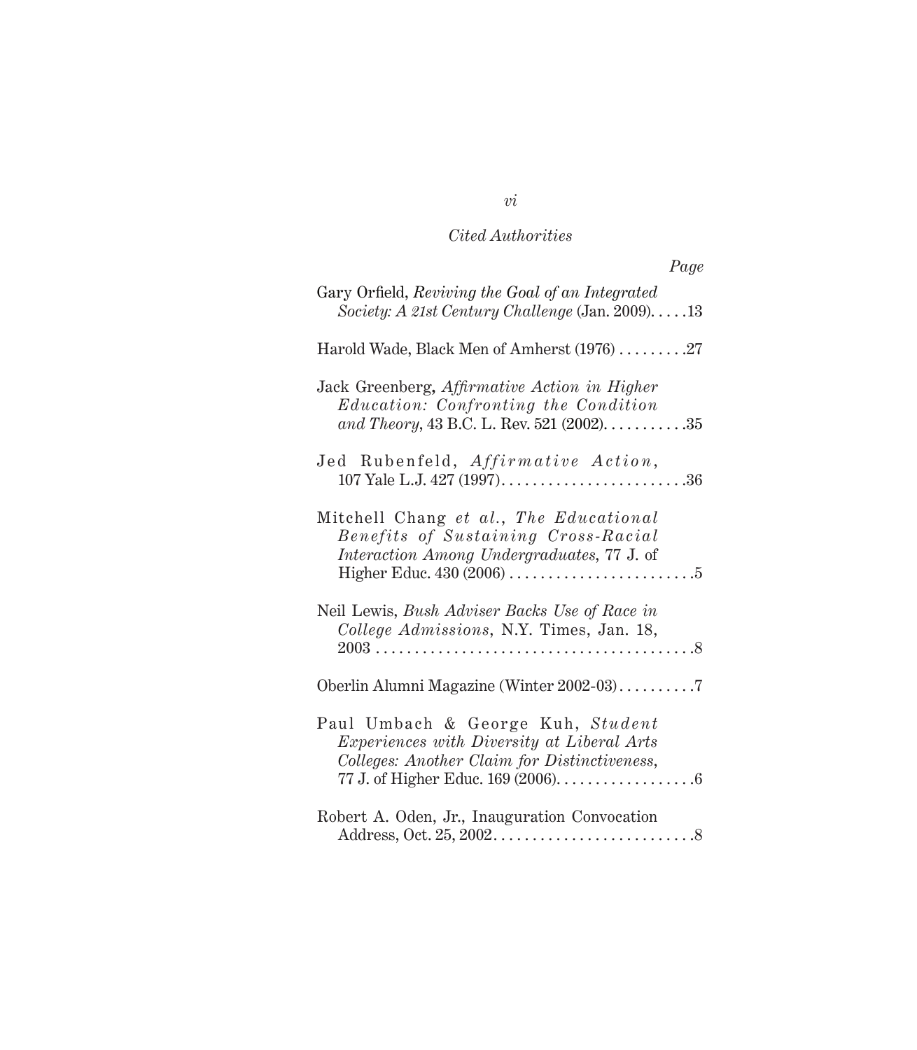*Cited Authorities*

*Page*

Gary Orfield, *Reviving the Goal of an Integrated Society: A 21st Century Challenge* (Jan. 2009). . . . .13

Harold Wade, Black Men of Amherst (1976) . . . . . . . . .27

Jack Greenberg, *Affirmative Action in Higher Education: Confronting the Condition and Theory*, 43 B.C. L. Rev. 521 (2002). . . . . . . . . . .35

Jed Rubenfeld, *Affirmative Action*, 107 Yale L.J. 427 (1997). . . . . . . . . . . . . . . . . . . . . . . .36

Mitchell Chang *et al.*, *The Educational Benefits of Sustaining Cross-Racial Interaction Among Undergraduates*, 77 J. of Higher Educ. 430 (2006) . . . . . . . . . . . . . . . . . . . . . . . .5

Neil Lewis, *Bush Adviser Backs Use of Race in College Admissions*, N.Y. Times, Jan. 18, 2003 . . . . . . . . . . . . . . . . . . . . . . . . . . . . . . . . . . . . . . . .8

Oberlin Alumni Magazine (Winter 2002-03) . . . . . . . . . .7

Paul Umbach & George Kuh, *Student Experiences with Diversity at Liberal Arts Colleges: Another Claim for Distinctiveness*, 77 J. of Higher Educ. 169 (2006). . . . . . . . . . . . . . . . . .6

Robert A. Oden, Jr., Inauguration Convocation Address, Oct. 25, 2002. . . . . . . . . . . . . . . . . . . . . . . . . .8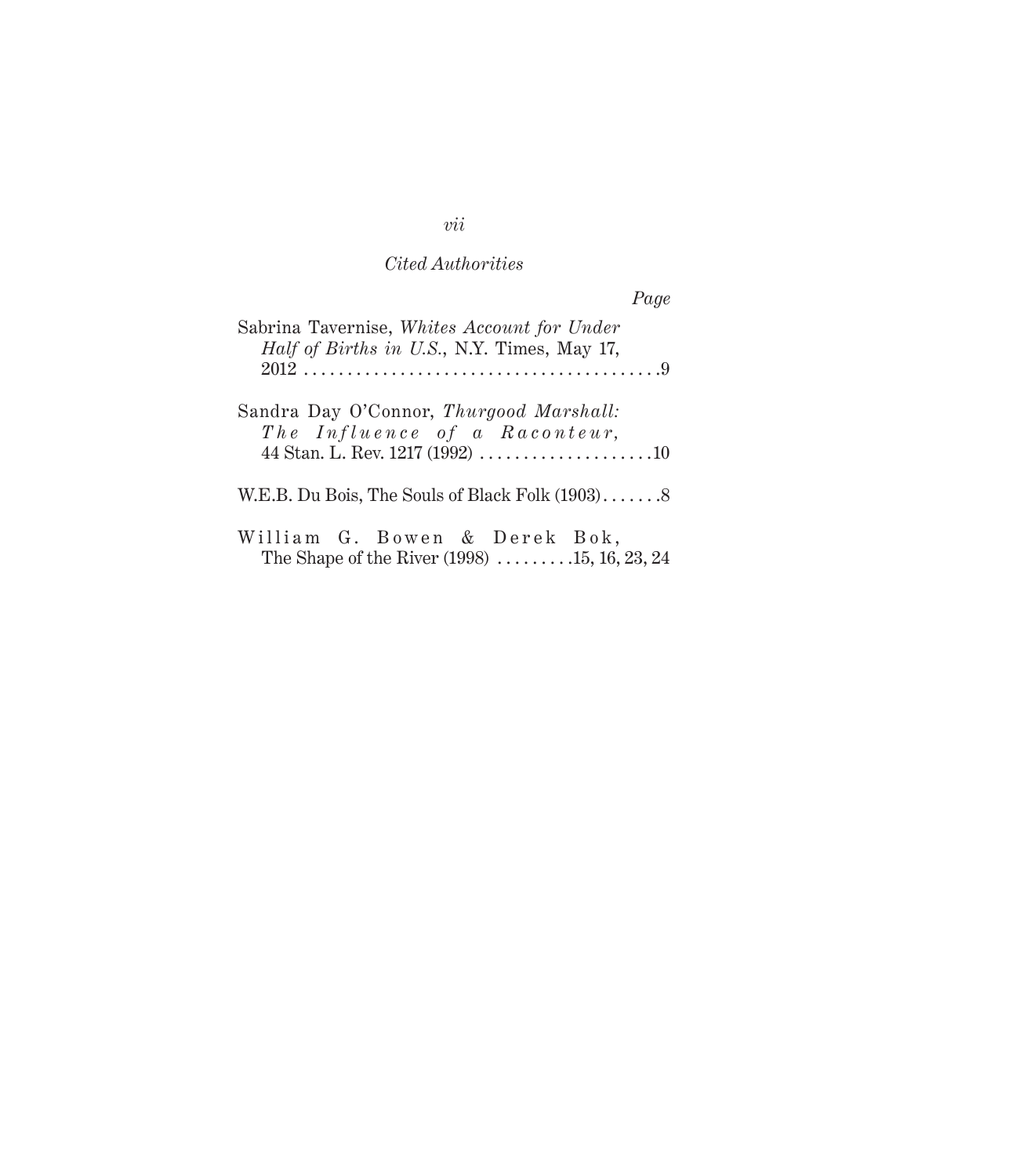*Cited Authorities*

*Page*

Sabrina Tavernise, *Whites Account for Under Half of Births in U.S.*, N.Y. Times, May 17, 2012 . . . . . . . . . . . . . . . . . . . . . . . . . . . . . . . . . . . . . . . . .9

Sandra Day O'Connor, *Thurgood Marshall: The Influence of a Raconteur*, 44 Stan. L. Rev. 1217 (1992) . . . . . . . . . . . . . . . . . . . .10

W.E.B. Du Bois, The Souls of Black Folk (1903). . . . . . .8

William G. Bowen & Derek Bok, The Shape of the River (1998) . . . . . . . . .15, 16, 23, 24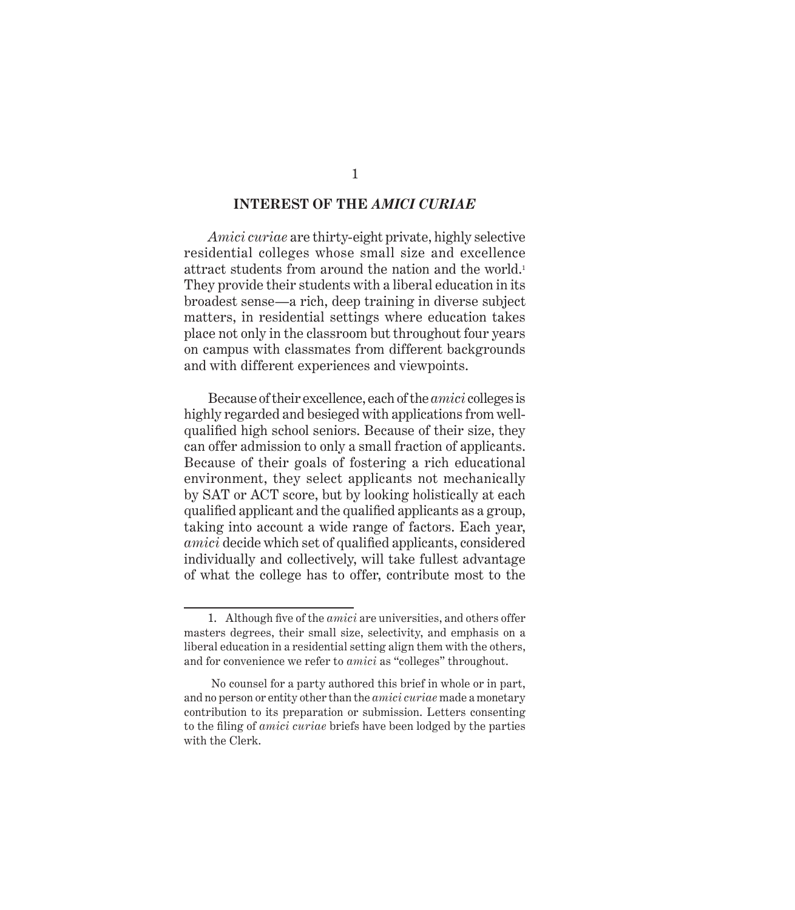## INTEREST OF THE *AMICI CURIAE*

*Amici curiae* are thirty-eight private, highly selective residential colleges whose small size and excellence attract students from around the nation and the world.[1] They provide their students with a liberal education in its broadest sense—a rich, deep training in diverse subject matters, in residential settings where education takes place not only in the classroom but throughout four years on campus with classmates from different backgrounds and with different experiences and viewpoints.

Because of their excellence, each of the *amici* colleges is highly regarded and besieged with applications from well-qualified high school seniors. Because of their size, they can offer admission to only a small fraction of applicants. Because of their goals of fostering a rich educational environment, they select applicants not mechanically by SAT or ACT score, but by looking holistically at each qualified applicant and the qualified applicants as a group, taking into account a wide range of factors. Each year, *amici* decide which set of qualified applicants, considered individually and collectively, will take fullest advantage of what the college has to offer, contribute most to the

---

1. Although five of the *amici* are universities, and others offer masters degrees, their small size, selectivity, and emphasis on a liberal education in a residential setting align them with the others, and for convenience we refer to *amici* as "colleges" throughout.

No counsel for a party authored this brief in whole or in part, and no person or entity other than the *amici curiae* made a monetary contribution to its preparation or submission. Letters consenting to the filing of *amici curiae* briefs have been lodged by the parties with the Clerk.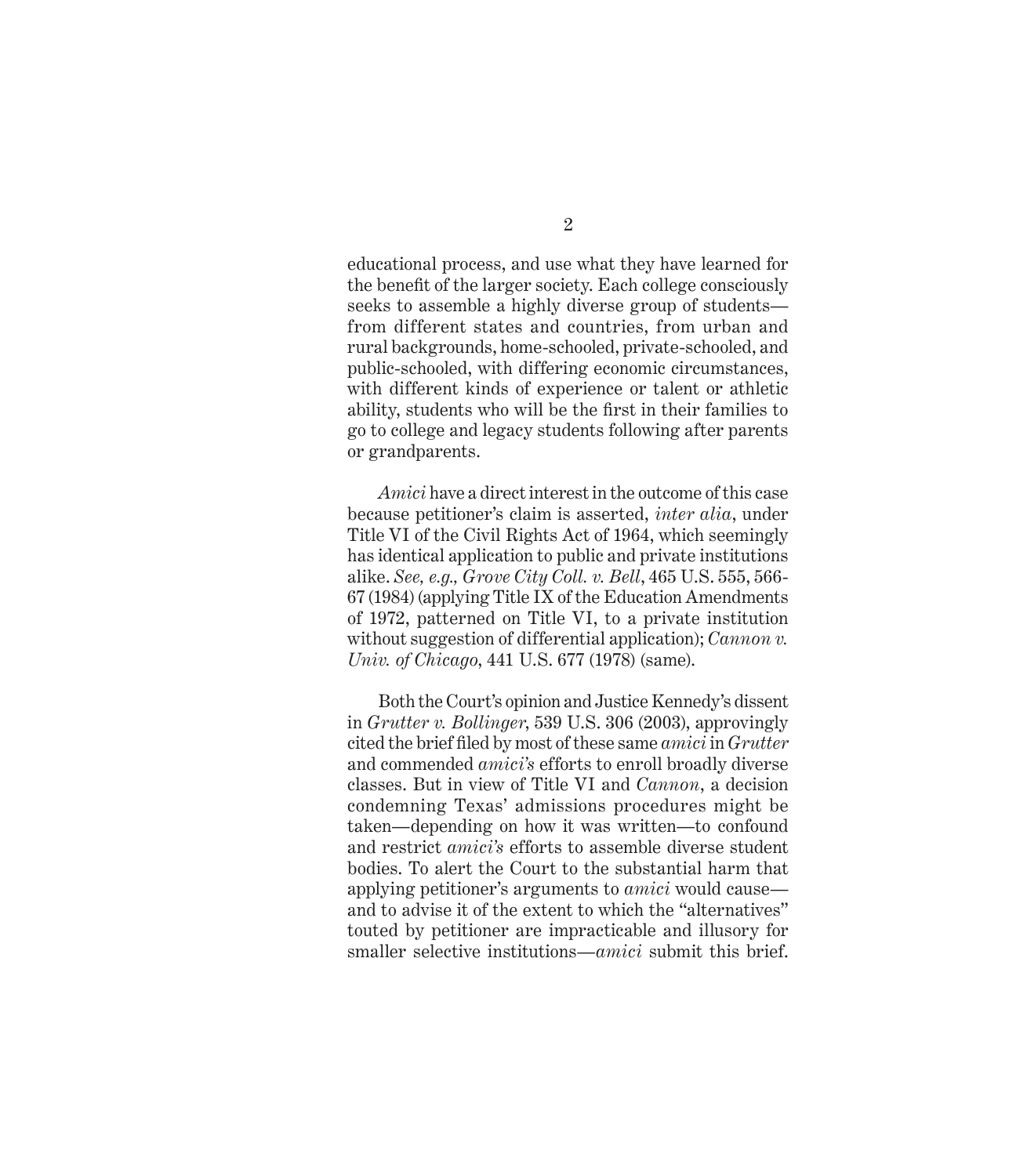educational process, and use what they have learned for the benefit of the larger society. Each college consciously seeks to assemble a highly diverse group of students—from different states and countries, from urban and rural backgrounds, home-schooled, private-schooled, and public-schooled, with differing economic circumstances, with different kinds of experience or talent or athletic ability, students who will be the first in their families to go to college and legacy students following after parents or grandparents.

*Amici* have a direct interest in the outcome of this case because petitioner's claim is asserted, *inter alia*, under Title VI of the Civil Rights Act of 1964, which seemingly has identical application to public and private institutions alike. *See, e.g., Grove City Coll. v. Bell*, 465 U.S. 555, 566-67 (1984) (applying Title IX of the Education Amendments of 1972, patterned on Title VI, to a private institution without suggestion of differential application); *Cannon v. Univ. of Chicago*, 441 U.S. 677 (1978) (same).

Both the Court's opinion and Justice Kennedy's dissent in *Grutter v. Bollinger*, 539 U.S. 306 (2003), approvingly cited the brief filed by most of these same *amici* in *Grutter* and commended *amici's* efforts to enroll broadly diverse classes. But in view of Title VI and *Cannon*, a decision condemning Texas' admissions procedures might be taken—depending on how it was written—to confound and restrict *amici's* efforts to assemble diverse student bodies. To alert the Court to the substantial harm that applying petitioner's arguments to *amici* would cause—and to advise it of the extent to which the "alternatives" touted by petitioner are impracticable and illusory for smaller selective institutions—*amici* submit this brief.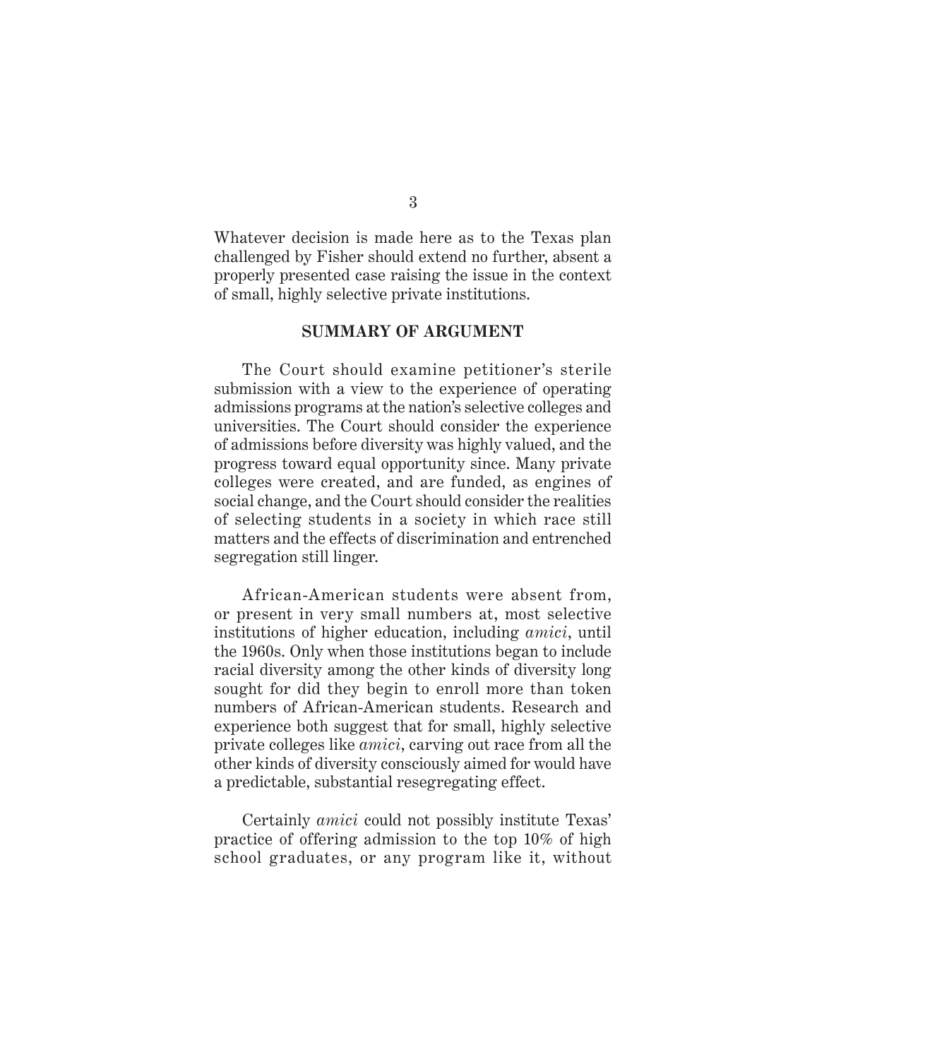Whatever decision is made here as to the Texas plan challenged by Fisher should extend no further, absent a properly presented case raising the issue in the context of small, highly selective private institutions.

## SUMMARY OF ARGUMENT

The Court should examine petitioner's sterile submission with a view to the experience of operating admissions programs at the nation's selective colleges and universities. The Court should consider the experience of admissions before diversity was highly valued, and the progress toward equal opportunity since. Many private colleges were created, and are funded, as engines of social change, and the Court should consider the realities of selecting students in a society in which race still matters and the effects of discrimination and entrenched segregation still linger.

African-American students were absent from, or present in very small numbers at, most selective institutions of higher education, including *amici*, until the 1960s. Only when those institutions began to include racial diversity among the other kinds of diversity long sought for did they begin to enroll more than token numbers of African-American students. Research and experience both suggest that for small, highly selective private colleges like *amici*, carving out race from all the other kinds of diversity consciously aimed for would have a predictable, substantial resegregating effect.

Certainly *amici* could not possibly institute Texas' practice of offering admission to the top 10% of high school graduates, or any program like it, without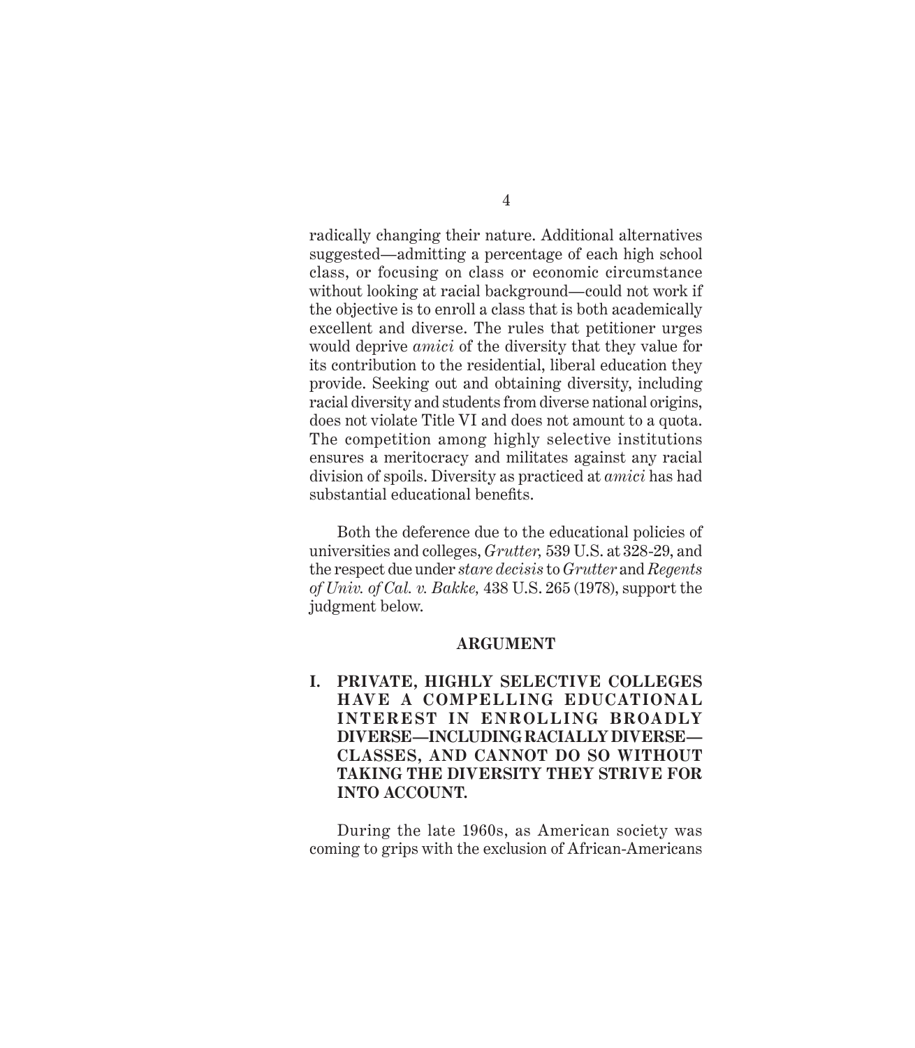radically changing their nature. Additional alternatives suggested—admitting a percentage of each high school class, or focusing on class or economic circumstance without looking at racial background—could not work if the objective is to enroll a class that is both academically excellent and diverse. The rules that petitioner urges would deprive *amici* of the diversity that they value for its contribution to the residential, liberal education they provide. Seeking out and obtaining diversity, including racial diversity and students from diverse national origins, does not violate Title VI and does not amount to a quota. The competition among highly selective institutions ensures a meritocracy and militates against any racial division of spoils. Diversity as practiced at *amici* has had substantial educational benefits.

Both the deference due to the educational policies of universities and colleges, *Grutter,* 539 U.S. at 328-29, and the respect due under *stare decisis* to *Grutter* and *Regents of Univ. of Cal. v. Bakke,* 438 U.S. 265 (1978), support the judgment below.

## ARGUMENT

### I. PRIVATE, HIGHLY SELECTIVE COLLEGES HAVE A COMPELLING EDUCATIONAL INTEREST IN ENROLLING BROADLY DIVERSE—INCLUDING RACIALLY DIVERSE—CLASSES, AND CANNOT DO SO WITHOUT TAKING THE DIVERSITY THEY STRIVE FOR INTO ACCOUNT.

During the late 1960s, as American society was coming to grips with the exclusion of African-Americans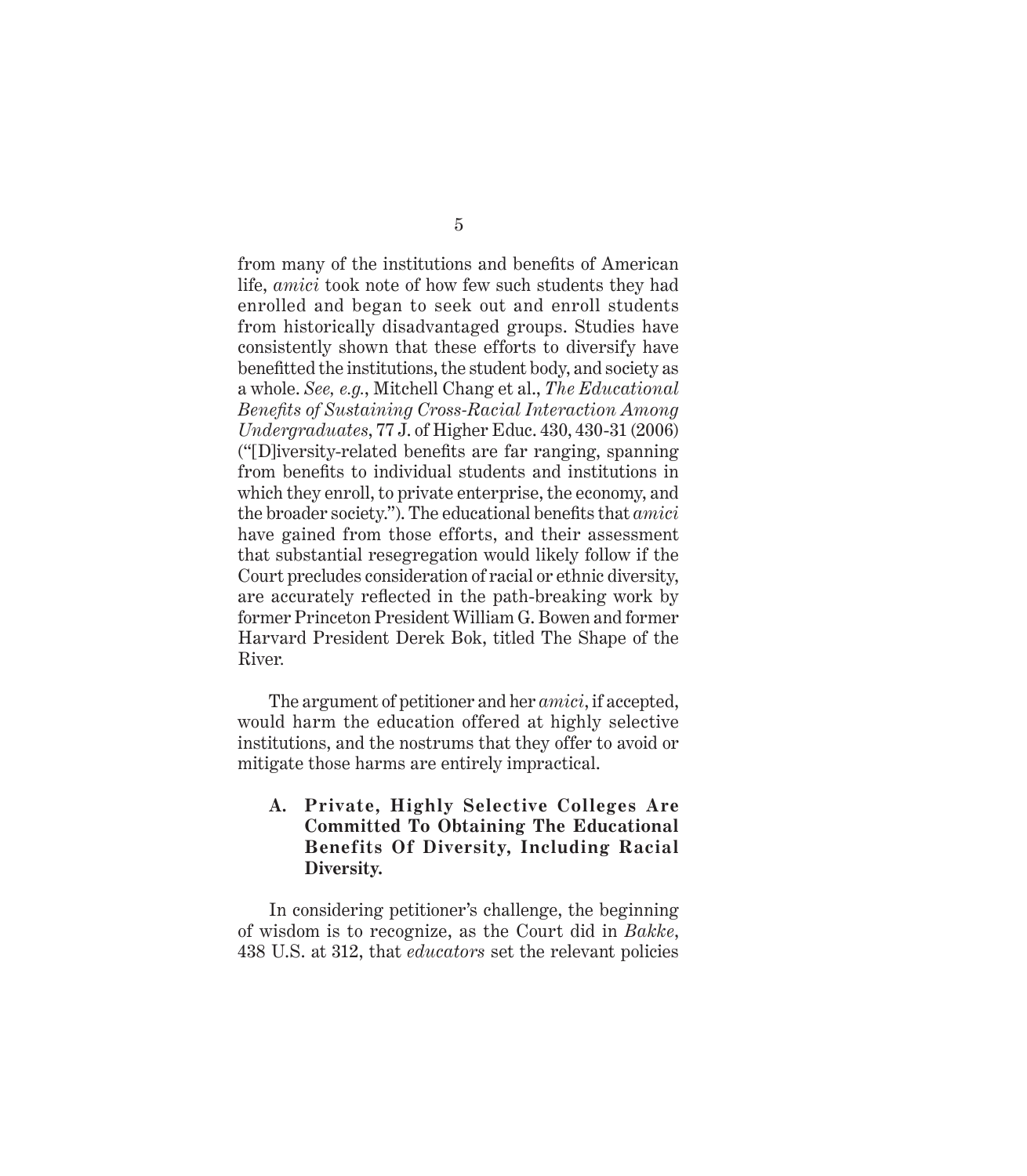from many of the institutions and benefits of American life, *amici* took note of how few such students they had enrolled and began to seek out and enroll students from historically disadvantaged groups. Studies have consistently shown that these efforts to diversify have benefitted the institutions, the student body, and society as a whole. *See, e.g.*, Mitchell Chang et al., *The Educational Benefits of Sustaining Cross-Racial Interaction Among Undergraduates*, 77 J. of Higher Educ. 430, 430-31 (2006) ("[D]iversity-related benefits are far ranging, spanning from benefits to individual students and institutions in which they enroll, to private enterprise, the economy, and the broader society."). The educational benefits that *amici* have gained from those efforts, and their assessment that substantial resegregation would likely follow if the Court precludes consideration of racial or ethnic diversity, are accurately reflected in the path-breaking work by former Princeton President William G. Bowen and former Harvard President Derek Bok, titled The Shape of the River.

The argument of petitioner and her *amici*, if accepted, would harm the education offered at highly selective institutions, and the nostrums that they offer to avoid or mitigate those harms are entirely impractical.

### A. Private, Highly Selective Colleges Are Committed To Obtaining The Educational Benefits Of Diversity, Including Racial Diversity.

In considering petitioner's challenge, the beginning of wisdom is to recognize, as the Court did in *Bakke*, 438 U.S. at 312, that *educators* set the relevant policies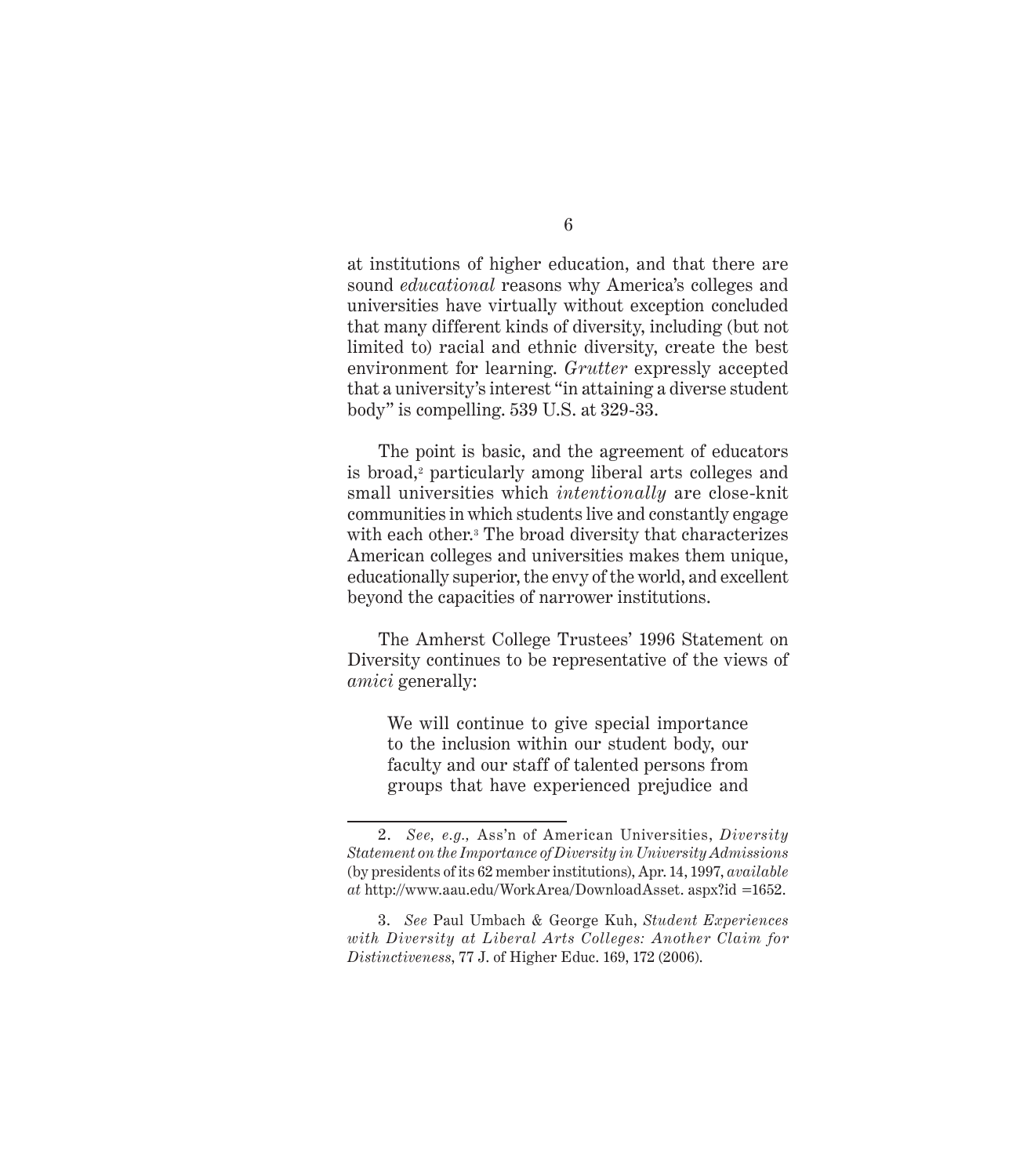at institutions of higher education, and that there are sound *educational* reasons why America's colleges and universities have virtually without exception concluded that many different kinds of diversity, including (but not limited to) racial and ethnic diversity, create the best environment for learning. *Grutter* expressly accepted that a university's interest "in attaining a diverse student body" is compelling. 539 U.S. at 329-33.

The point is basic, and the agreement of educators is broad,[2] particularly among liberal arts colleges and small universities which *intentionally* are close-knit communities in which students live and constantly engage with each other.[3] The broad diversity that characterizes American colleges and universities makes them unique, educationally superior, the envy of the world, and excellent beyond the capacities of narrower institutions.

The Amherst College Trustees' 1996 Statement on Diversity continues to be representative of the views of *amici* generally:

> We will continue to give special importance to the inclusion within our student body, our faculty and our staff of talented persons from groups that have experienced prejudice and

---

2. *See, e.g.,* Ass'n of American Universities, *Diversity Statement on the Importance of Diversity in University Admissions* (by presidents of its 62 member institutions), Apr. 14, 1997, *available at* http://www.aau.edu/WorkArea/DownloadAsset. aspx?id =1652.

3. *See* Paul Umbach & George Kuh, *Student Experiences with Diversity at Liberal Arts Colleges: Another Claim for Distinctiveness*, 77 J. of Higher Educ. 169, 172 (2006).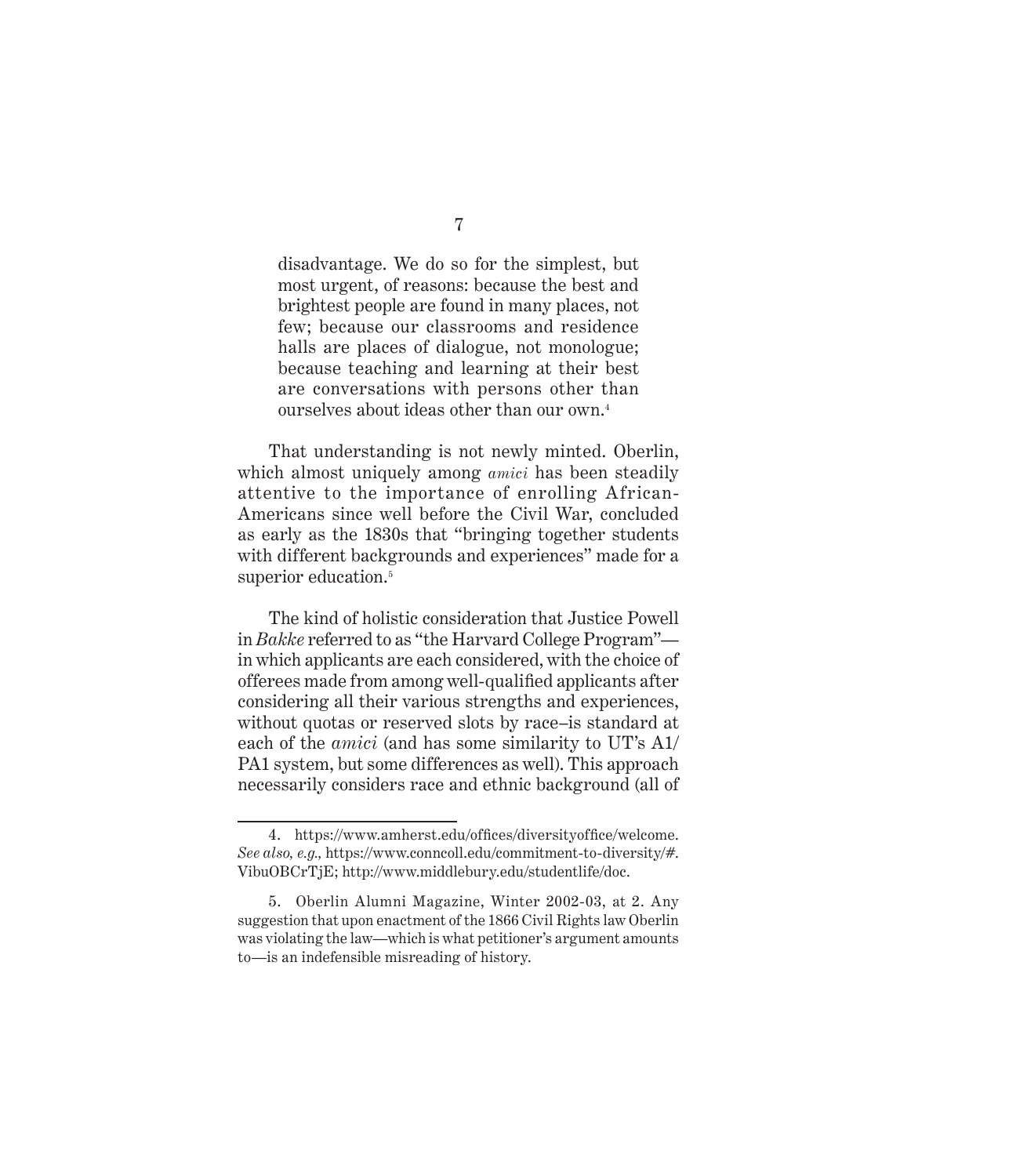> disadvantage. We do so for the simplest, but most urgent, of reasons: because the best and brightest people are found in many places, not few; because our classrooms and residence halls are places of dialogue, not monologue; because teaching and learning at their best are conversations with persons other than ourselves about ideas other than our own.[4]

That understanding is not newly minted. Oberlin, which almost uniquely among *amici* has been steadily attentive to the importance of enrolling African-Americans since well before the Civil War, concluded as early as the 1830s that "bringing together students with different backgrounds and experiences" made for a superior education.[5]

The kind of holistic consideration that Justice Powell in *Bakke* referred to as "the Harvard College Program"—in which applicants are each considered, with the choice of offerees made from among well-qualified applicants after considering all their various strengths and experiences, without quotas or reserved slots by race–is standard at each of the *amici* (and has some similarity to UT's A1/PA1 system, but some differences as well). This approach necessarily considers race and ethnic background (all of

---

4. https://www.amherst.edu/offices/diversityoffice/welcome. *See also, e.g.,* https://www.conncoll.edu/commitment-to-diversity/#.VibuOBCrTjE; http://www.middlebury.edu/studentlife/doc.

5. Oberlin Alumni Magazine, Winter 2002-03, at 2. Any suggestion that upon enactment of the 1866 Civil Rights law Oberlin was violating the law—which is what petitioner's argument amounts to—is an indefensible misreading of history.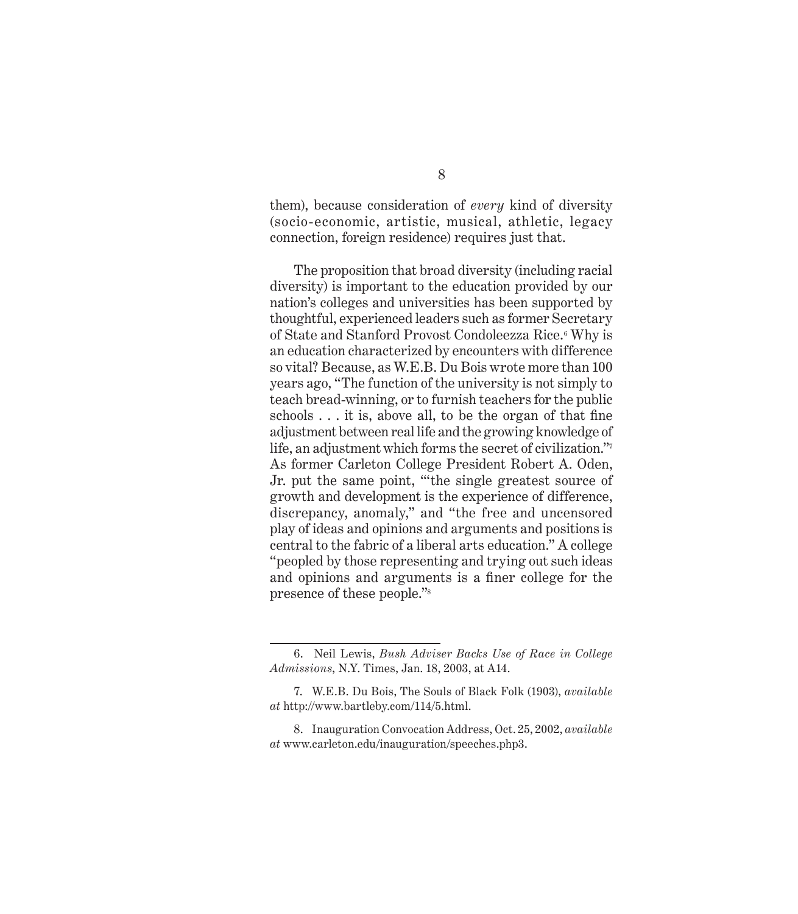them), because consideration of *every* kind of diversity (socio-economic, artistic, musical, athletic, legacy connection, foreign residence) requires just that.

The proposition that broad diversity (including racial diversity) is important to the education provided by our nation's colleges and universities has been supported by thoughtful, experienced leaders such as former Secretary of State and Stanford Provost Condoleezza Rice.[6] Why is an education characterized by encounters with difference so vital? Because, as W.E.B. Du Bois wrote more than 100 years ago, "The function of the university is not simply to teach bread-winning, or to furnish teachers for the public schools . . . it is, above all, to be the organ of that fine adjustment between real life and the growing knowledge of life, an adjustment which forms the secret of civilization."[7] As former Carleton College President Robert A. Oden, Jr. put the same point, "'the single greatest source of growth and development is the experience of difference, discrepancy, anomaly," and "the free and uncensored play of ideas and opinions and arguments and positions is central to the fabric of a liberal arts education." A college "peopled by those representing and trying out such ideas and opinions and arguments is a finer college for the presence of these people."[8]

---

6. Neil Lewis, *Bush Adviser Backs Use of Race in College Admissions*, N.Y. Times, Jan. 18, 2003, at A14.

7. W.E.B. Du Bois, The Souls of Black Folk (1903), *available at* http://www.bartleby.com/114/5.html.

8. Inauguration Convocation Address, Oct. 25, 2002, *available at* www.carleton.edu/inauguration/speeches.php3.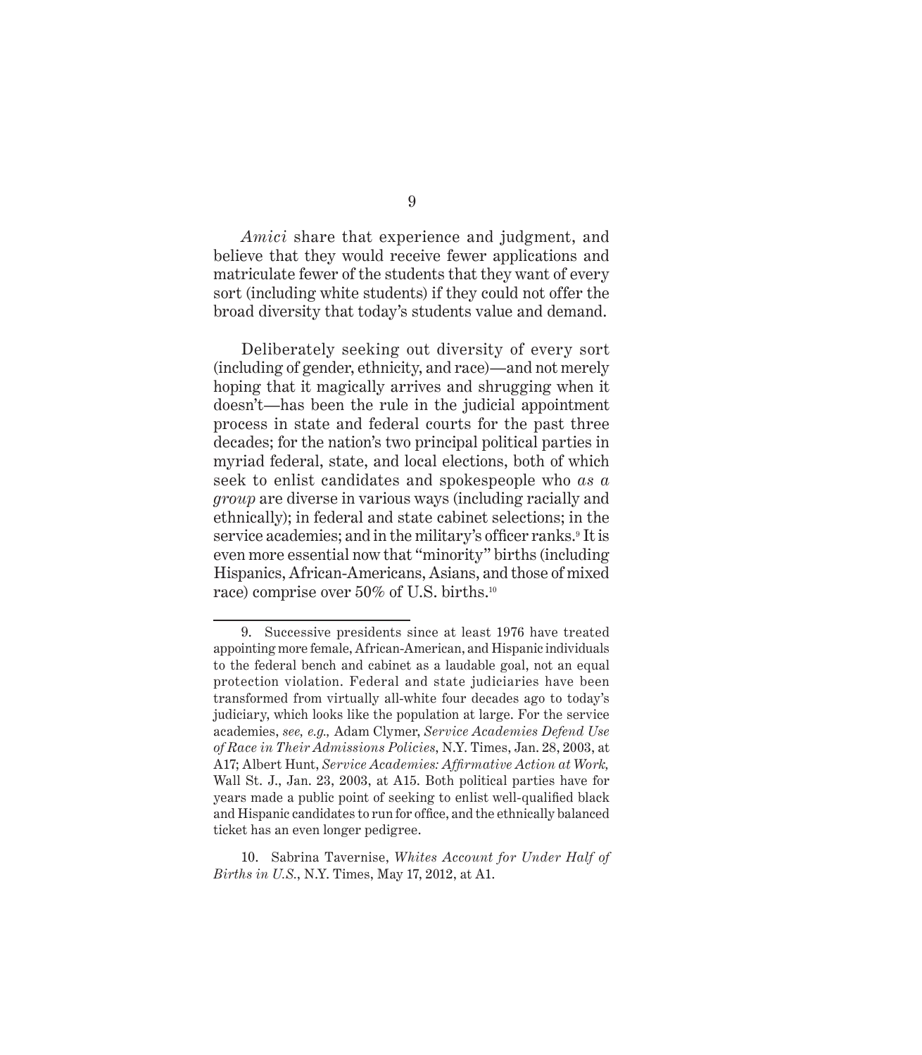*Amici* share that experience and judgment, and believe that they would receive fewer applications and matriculate fewer of the students that they want of every sort (including white students) if they could not offer the broad diversity that today's students value and demand.

Deliberately seeking out diversity of every sort (including of gender, ethnicity, and race)—and not merely hoping that it magically arrives and shrugging when it doesn't—has been the rule in the judicial appointment process in state and federal courts for the past three decades; for the nation's two principal political parties in myriad federal, state, and local elections, both of which seek to enlist candidates and spokespeople who *as a group* are diverse in various ways (including racially and ethnically); in federal and state cabinet selections; in the service academies; and in the military's officer ranks.[9] It is even more essential now that "minority" births (including Hispanics, African-Americans, Asians, and those of mixed race) comprise over 50% of U.S. births.[10]

---

9. Successive presidents since at least 1976 have treated appointing more female, African-American, and Hispanic individuals to the federal bench and cabinet as a laudable goal, not an equal protection violation. Federal and state judiciaries have been transformed from virtually all-white four decades ago to today's judiciary, which looks like the population at large. For the service academies, *see, e.g.,* Adam Clymer, *Service Academies Defend Use of Race in Their Admissions Policies*, N.Y. Times, Jan. 28, 2003, at A17; Albert Hunt, *Service Academies: Affirmative Action at Work,* Wall St. J., Jan. 23, 2003, at A15. Both political parties have for years made a public point of seeking to enlist well-qualified black and Hispanic candidates to run for office, and the ethnically balanced ticket has an even longer pedigree.

10. Sabrina Tavernise, *Whites Account for Under Half of Births in U.S.*, N.Y. Times, May 17, 2012, at A1.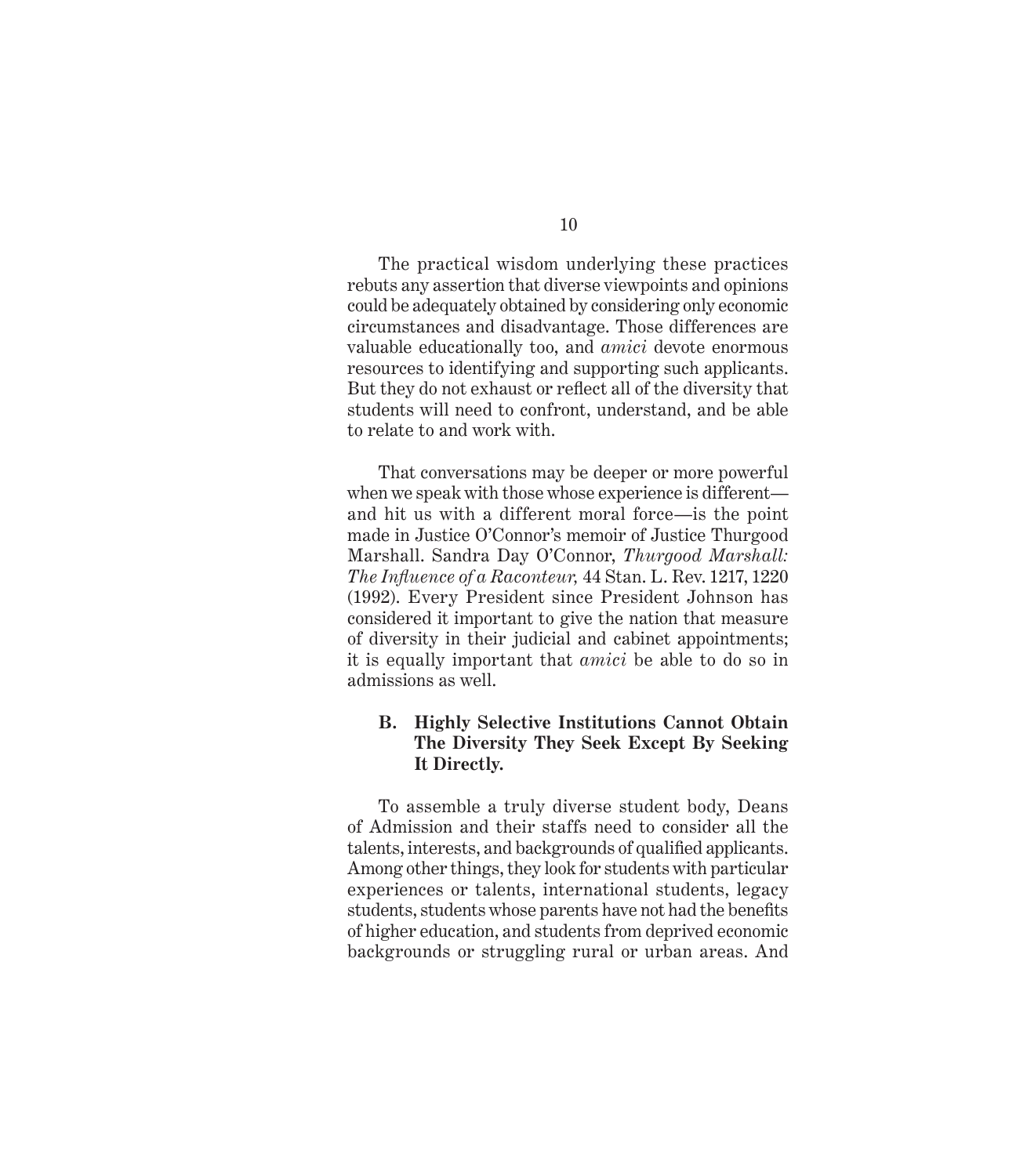The practical wisdom underlying these practices rebuts any assertion that diverse viewpoints and opinions could be adequately obtained by considering only economic circumstances and disadvantage. Those differences are valuable educationally too, and *amici* devote enormous resources to identifying and supporting such applicants. But they do not exhaust or reflect all of the diversity that students will need to confront, understand, and be able to relate to and work with.

That conversations may be deeper or more powerful when we speak with those whose experience is different—and hit us with a different moral force—is the point made in Justice O'Connor's memoir of Justice Thurgood Marshall. Sandra Day O'Connor, *Thurgood Marshall: The Influence of a Raconteur,* 44 Stan. L. Rev. 1217, 1220 (1992). Every President since President Johnson has considered it important to give the nation that measure of diversity in their judicial and cabinet appointments; it is equally important that *amici* be able to do so in admissions as well.

### B. Highly Selective Institutions Cannot Obtain The Diversity They Seek Except By Seeking It Directly.

To assemble a truly diverse student body, Deans of Admission and their staffs need to consider all the talents, interests, and backgrounds of qualified applicants. Among other things, they look for students with particular experiences or talents, international students, legacy students, students whose parents have not had the benefits of higher education, and students from deprived economic backgrounds or struggling rural or urban areas. And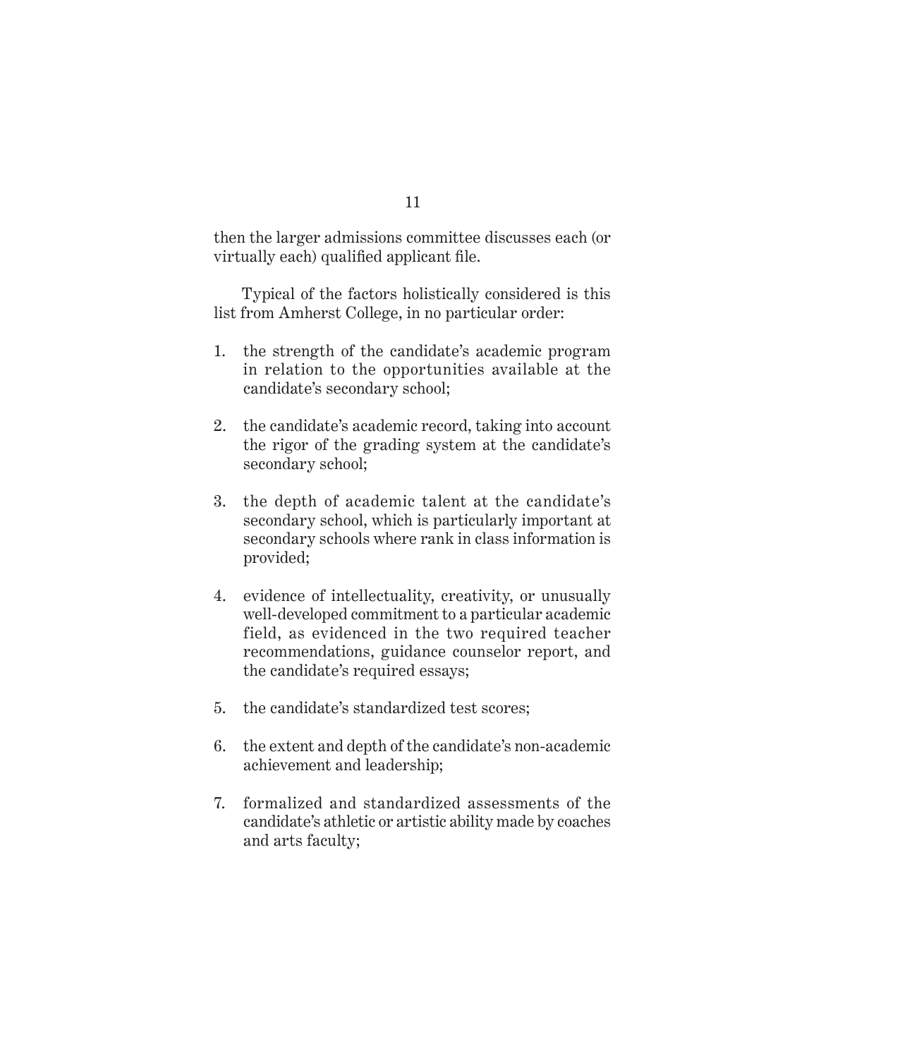then the larger admissions committee discusses each (or virtually each) qualified applicant file.

Typical of the factors holistically considered is this list from Amherst College, in no particular order:

1. the strength of the candidate's academic program in relation to the opportunities available at the candidate's secondary school;

2. the candidate's academic record, taking into account the rigor of the grading system at the candidate's secondary school;

3. the depth of academic talent at the candidate's secondary school, which is particularly important at secondary schools where rank in class information is provided;

4. evidence of intellectuality, creativity, or unusually well-developed commitment to a particular academic field, as evidenced in the two required teacher recommendations, guidance counselor report, and the candidate's required essays;

5. the candidate's standardized test scores;

6. the extent and depth of the candidate's non-academic achievement and leadership;

7. formalized and standardized assessments of the candidate's athletic or artistic ability made by coaches and arts faculty;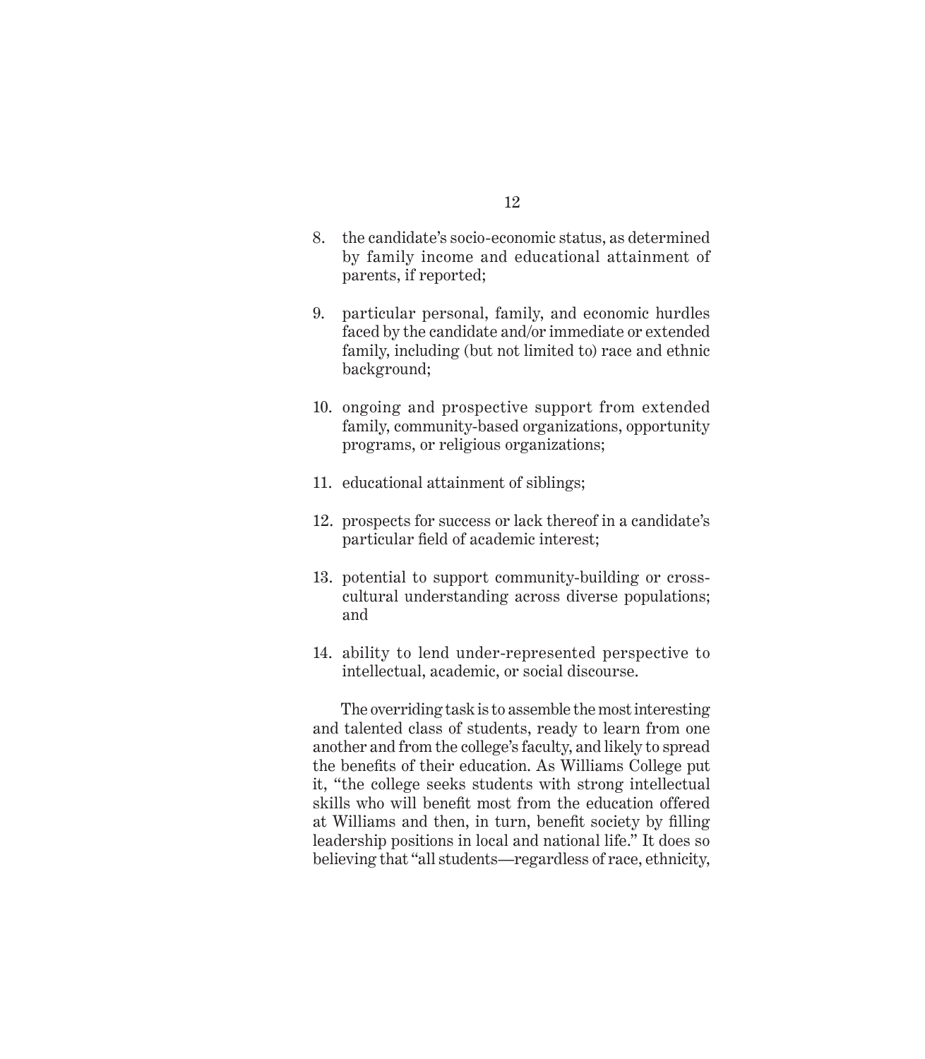8. the candidate's socio-economic status, as determined by family income and educational attainment of parents, if reported;

9. particular personal, family, and economic hurdles faced by the candidate and/or immediate or extended family, including (but not limited to) race and ethnic background;

10. ongoing and prospective support from extended family, community-based organizations, opportunity programs, or religious organizations;

11. educational attainment of siblings;

12. prospects for success or lack thereof in a candidate's particular field of academic interest;

13. potential to support community-building or cross-cultural understanding across diverse populations; and

14. ability to lend under-represented perspective to intellectual, academic, or social discourse.

The overriding task is to assemble the most interesting and talented class of students, ready to learn from one another and from the college's faculty, and likely to spread the benefits of their education. As Williams College put it, "the college seeks students with strong intellectual skills who will benefit most from the education offered at Williams and then, in turn, benefit society by filling leadership positions in local and national life." It does so believing that "all students—regardless of race, ethnicity,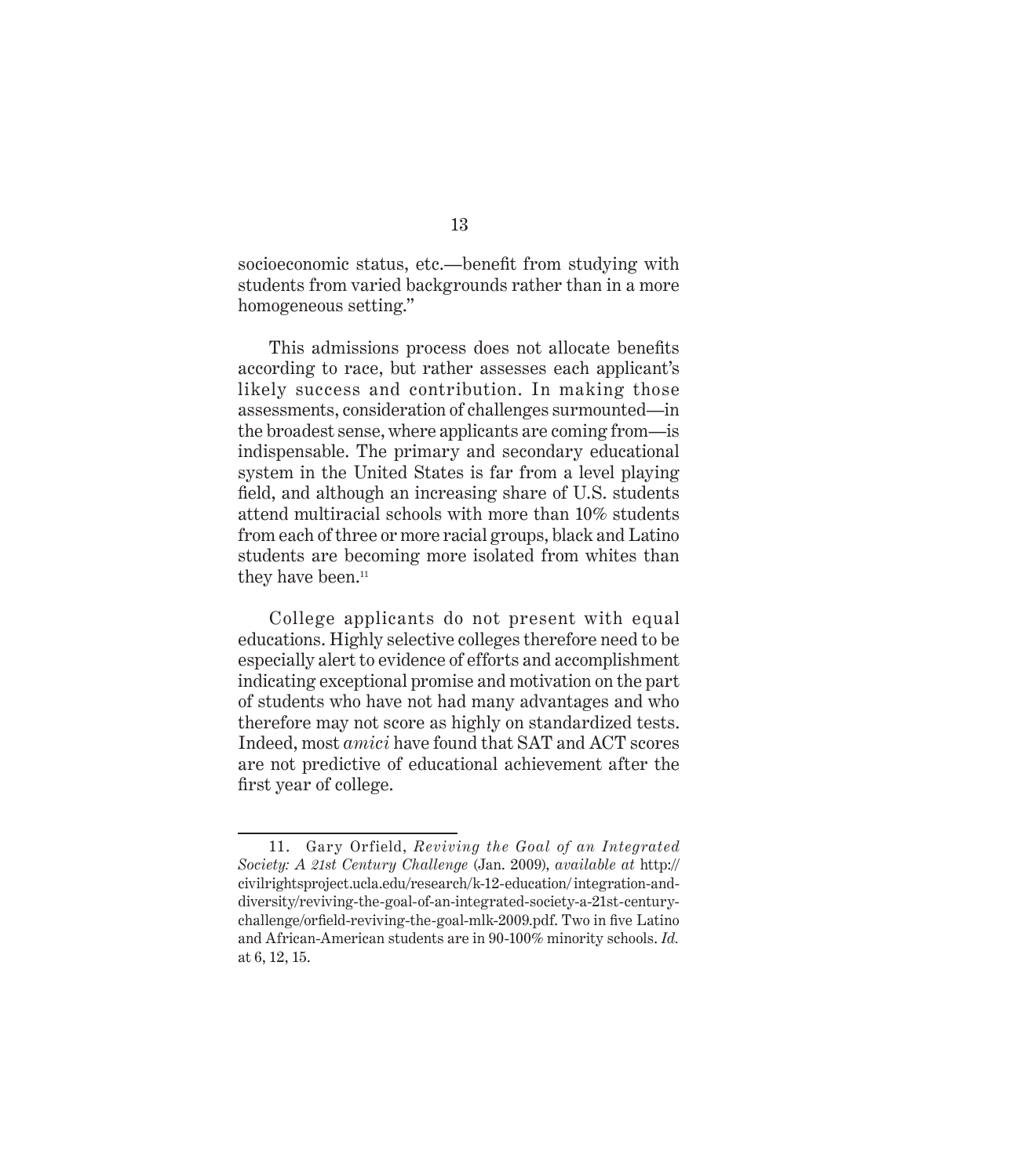socioeconomic status, etc.—benefit from studying with students from varied backgrounds rather than in a more homogeneous setting."

This admissions process does not allocate benefits according to race, but rather assesses each applicant's likely success and contribution. In making those assessments, consideration of challenges surmounted—in the broadest sense, where applicants are coming from—is indispensable. The primary and secondary educational system in the United States is far from a level playing field, and although an increasing share of U.S. students attend multiracial schools with more than 10% students from each of three or more racial groups, black and Latino students are becoming more isolated from whites than they have been.[11]

College applicants do not present with equal educations. Highly selective colleges therefore need to be especially alert to evidence of efforts and accomplishment indicating exceptional promise and motivation on the part of students who have not had many advantages and who therefore may not score as highly on standardized tests. Indeed, most *amici* have found that SAT and ACT scores are not predictive of educational achievement after the first year of college.

---

11. Gary Orfield, *Reviving the Goal of an Integrated Society: A 21st Century Challenge* (Jan. 2009), *available at* http://civilrightsproject.ucla.edu/research/k-12-education/integration-and-diversity/reviving-the-goal-of-an-integrated-society-a-21st-century-challenge/orfield-reviving-the-goal-mlk-2009.pdf. Two in five Latino and African-American students are in 90-100% minority schools. *Id.* at 6, 12, 15.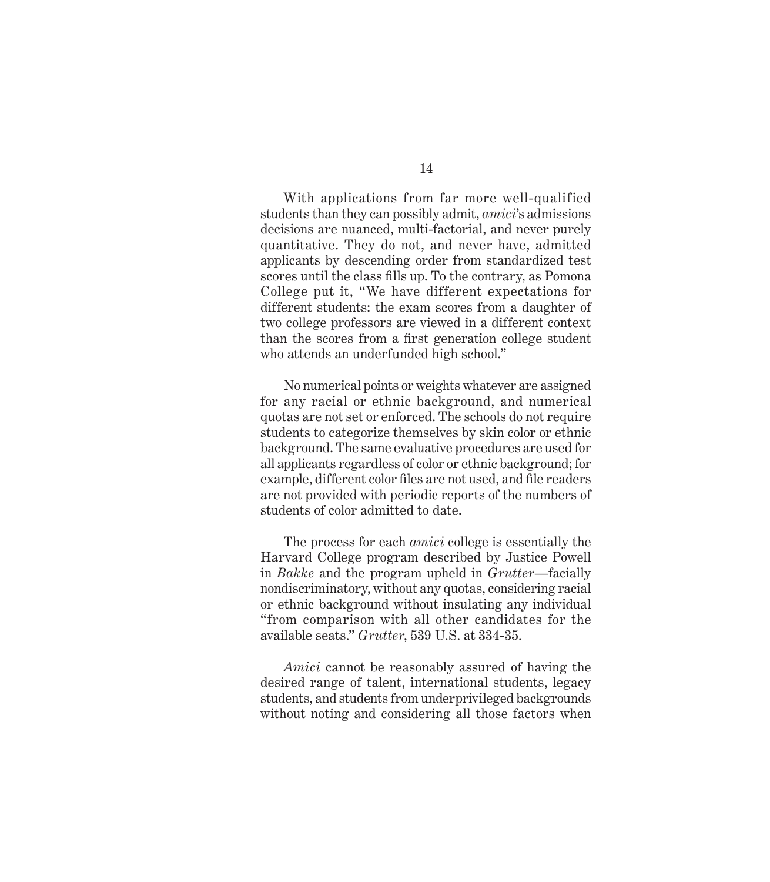With applications from far more well-qualified students than they can possibly admit, *amici*'s admissions decisions are nuanced, multi-factorial, and never purely quantitative. They do not, and never have, admitted applicants by descending order from standardized test scores until the class fills up. To the contrary, as Pomona College put it, "We have different expectations for different students: the exam scores from a daughter of two college professors are viewed in a different context than the scores from a first generation college student who attends an underfunded high school."

No numerical points or weights whatever are assigned for any racial or ethnic background, and numerical quotas are not set or enforced. The schools do not require students to categorize themselves by skin color or ethnic background. The same evaluative procedures are used for all applicants regardless of color or ethnic background; for example, different color files are not used, and file readers are not provided with periodic reports of the numbers of students of color admitted to date.

The process for each *amici* college is essentially the Harvard College program described by Justice Powell in *Bakke* and the program upheld in *Grutter*—facially nondiscriminatory, without any quotas, considering racial or ethnic background without insulating any individual "from comparison with all other candidates for the available seats." *Grutter*, 539 U.S. at 334-35.

*Amici* cannot be reasonably assured of having the desired range of talent, international students, legacy students, and students from underprivileged backgrounds without noting and considering all those factors when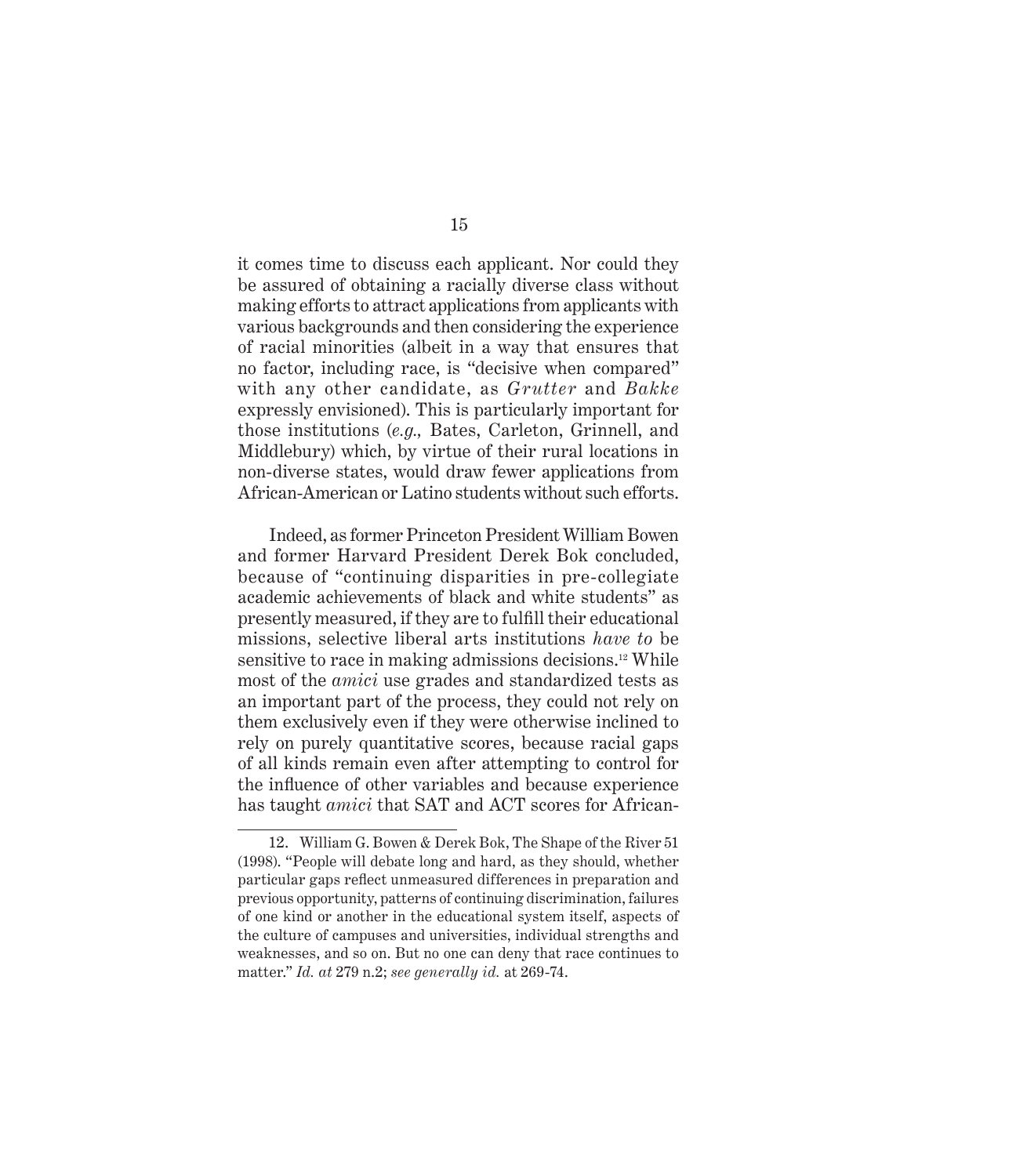it comes time to discuss each applicant. Nor could they be assured of obtaining a racially diverse class without making efforts to attract applications from applicants with various backgrounds and then considering the experience of racial minorities (albeit in a way that ensures that no factor, including race, is "decisive when compared" with any other candidate, as *Grutter* and *Bakke* expressly envisioned). This is particularly important for those institutions (*e.g.,* Bates, Carleton, Grinnell, and Middlebury) which, by virtue of their rural locations in non-diverse states, would draw fewer applications from African-American or Latino students without such efforts.

Indeed, as former Princeton President William Bowen and former Harvard President Derek Bok concluded, because of "continuing disparities in pre-collegiate academic achievements of black and white students" as presently measured, if they are to fulfill their educational missions, selective liberal arts institutions *have to* be sensitive to race in making admissions decisions.[12] While most of the *amici* use grades and standardized tests as an important part of the process, they could not rely on them exclusively even if they were otherwise inclined to rely on purely quantitative scores, because racial gaps of all kinds remain even after attempting to control for the influence of other variables and because experience has taught *amici* that SAT and ACT scores for African-

---

12. William G. Bowen & Derek Bok, The Shape of the River 51 (1998). "People will debate long and hard, as they should, whether particular gaps reflect unmeasured differences in preparation and previous opportunity, patterns of continuing discrimination, failures of one kind or another in the educational system itself, aspects of the culture of campuses and universities, individual strengths and weaknesses, and so on. But no one can deny that race continues to matter." *Id. at* 279 n.2; *see generally id.* at 269-74.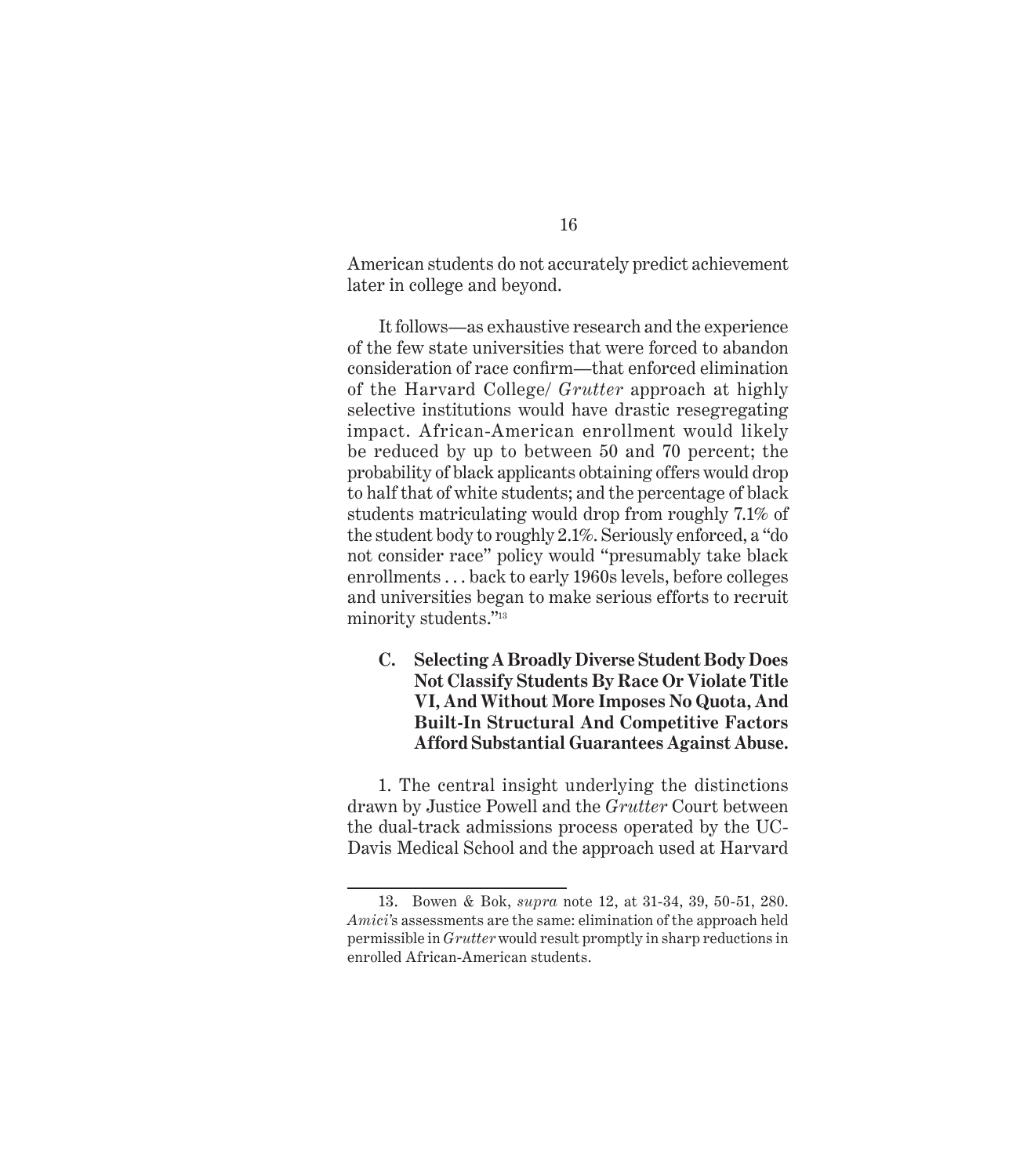American students do not accurately predict achievement later in college and beyond.

It follows—as exhaustive research and the experience of the few state universities that were forced to abandon consideration of race confirm—that enforced elimination of the Harvard College/ *Grutter* approach at highly selective institutions would have drastic resegregating impact. African-American enrollment would likely be reduced by up to between 50 and 70 percent; the probability of black applicants obtaining offers would drop to half that of white students; and the percentage of black students matriculating would drop from roughly 7.1% of the student body to roughly 2.1%. Seriously enforced, a "do not consider race" policy would "presumably take black enrollments . . . back to early 1960s levels, before colleges and universities began to make serious efforts to recruit minority students."[13]

**C. Selecting A Broadly Diverse Student Body Does Not Classify Students By Race Or Violate Title VI, And Without More Imposes No Quota, And Built-In Structural And Competitive Factors Afford Substantial Guarantees Against Abuse.**

1. The central insight underlying the distinctions drawn by Justice Powell and the *Grutter* Court between the dual-track admissions process operated by the UC-Davis Medical School and the approach used at Harvard

---

13. Bowen & Bok, *supra* note 12, at 31-34, 39, 50-51, 280. *Amici*'s assessments are the same: elimination of the approach held permissible in *Grutter* would result promptly in sharp reductions in enrolled African-American students.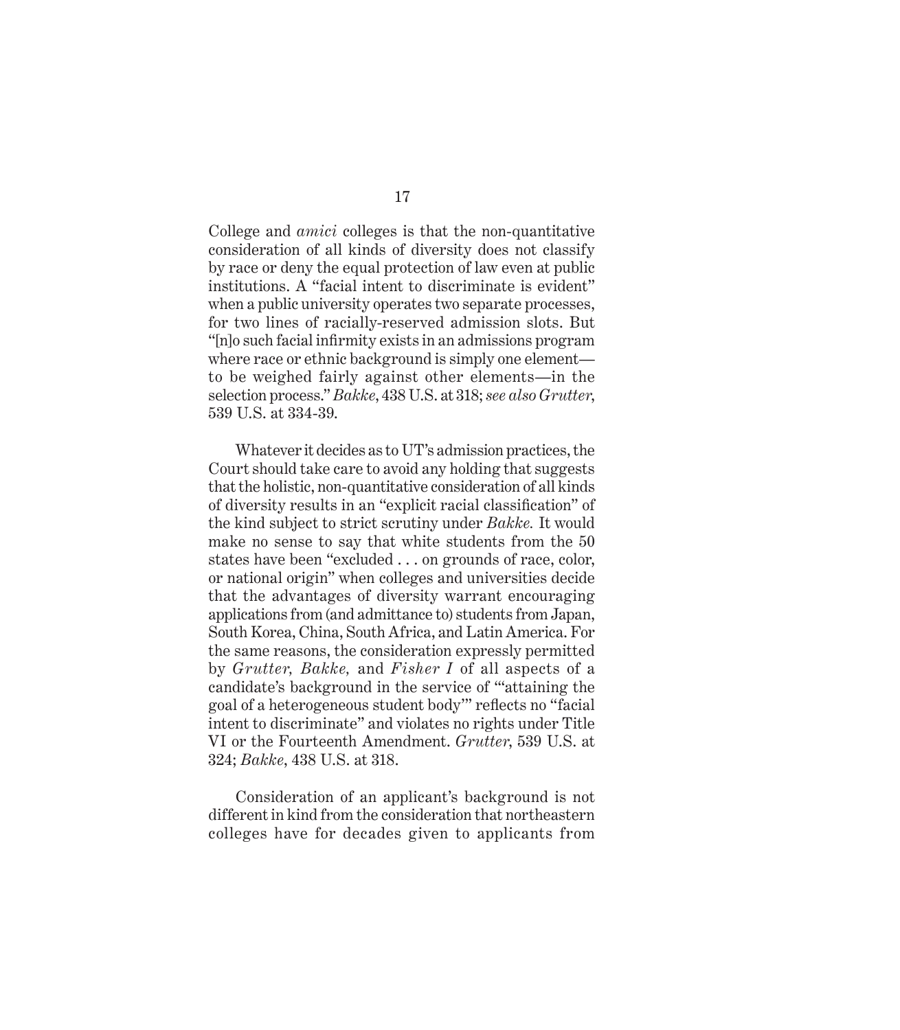College and *amici* colleges is that the non-quantitative consideration of all kinds of diversity does not classify by race or deny the equal protection of law even at public institutions. A "facial intent to discriminate is evident" when a public university operates two separate processes, for two lines of racially-reserved admission slots. But "[n]o such facial infirmity exists in an admissions program where race or ethnic background is simply one element—to be weighed fairly against other elements—in the selection process." *Bakke*, 438 U.S. at 318; *see also Grutter*, 539 U.S. at 334-39.

Whatever it decides as to UT's admission practices, the Court should take care to avoid any holding that suggests that the holistic, non-quantitative consideration of all kinds of diversity results in an "explicit racial classification" of the kind subject to strict scrutiny under *Bakke.* It would make no sense to say that white students from the 50 states have been "excluded . . . on grounds of race, color, or national origin" when colleges and universities decide that the advantages of diversity warrant encouraging applications from (and admittance to) students from Japan, South Korea, China, South Africa, and Latin America. For the same reasons, the consideration expressly permitted by *Grutter, Bakke,* and *Fisher I* of all aspects of a candidate's background in the service of "'attaining the goal of a heterogeneous student body'" reflects no "facial intent to discriminate" and violates no rights under Title VI or the Fourteenth Amendment. *Grutter*, 539 U.S. at 324; *Bakke*, 438 U.S. at 318.

Consideration of an applicant's background is not different in kind from the consideration that northeastern colleges have for decades given to applicants from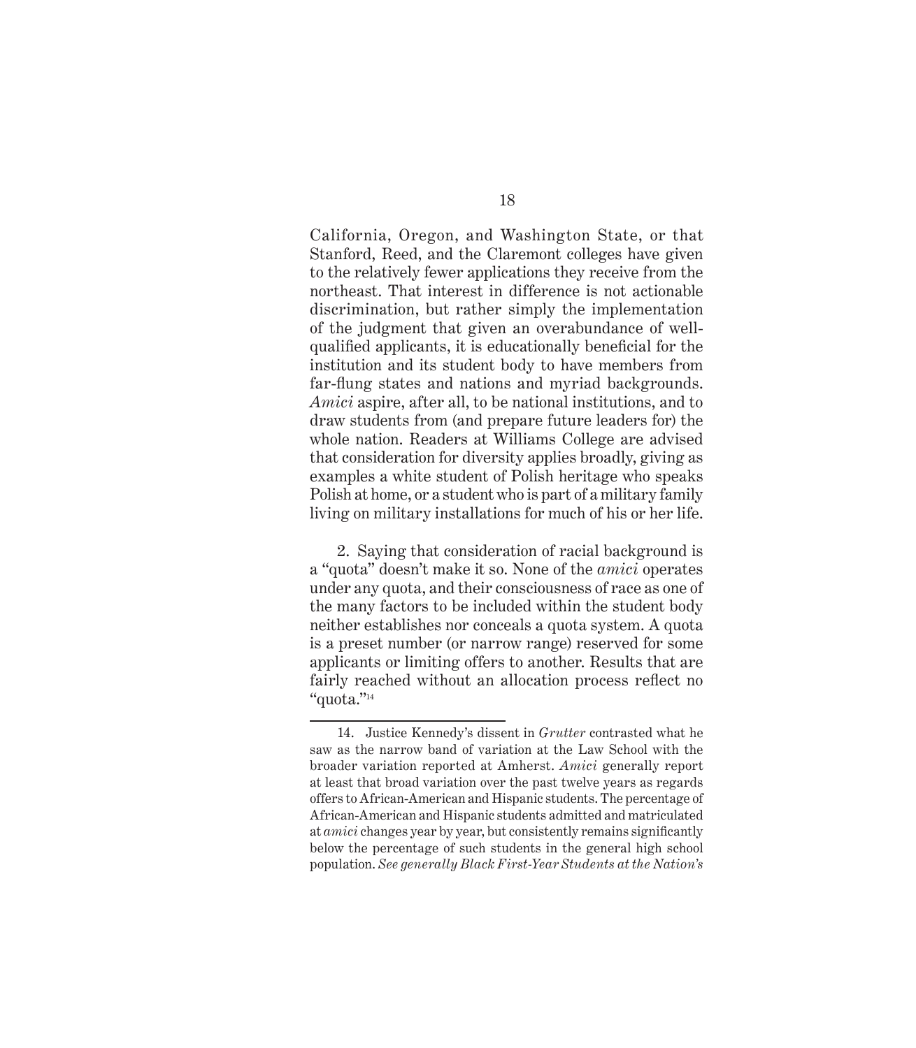California, Oregon, and Washington State, or that Stanford, Reed, and the Claremont colleges have given to the relatively fewer applications they receive from the northeast. That interest in difference is not actionable discrimination, but rather simply the implementation of the judgment that given an overabundance of well-qualified applicants, it is educationally beneficial for the institution and its student body to have members from far-flung states and nations and myriad backgrounds. *Amici* aspire, after all, to be national institutions, and to draw students from (and prepare future leaders for) the whole nation. Readers at Williams College are advised that consideration for diversity applies broadly, giving as examples a white student of Polish heritage who speaks Polish at home, or a student who is part of a military family living on military installations for much of his or her life.

2. Saying that consideration of racial background is a "quota" doesn't make it so. None of the *amici* operates under any quota, and their consciousness of race as one of the many factors to be included within the student body neither establishes nor conceals a quota system. A quota is a preset number (or narrow range) reserved for some applicants or limiting offers to another. Results that are fairly reached without an allocation process reflect no "quota."[14]

---

14. Justice Kennedy's dissent in *Grutter* contrasted what he saw as the narrow band of variation at the Law School with the broader variation reported at Amherst. *Amici* generally report at least that broad variation over the past twelve years as regards offers to African-American and Hispanic students. The percentage of African-American and Hispanic students admitted and matriculated at *amici* changes year by year, but consistently remains significantly below the percentage of such students in the general high school population. *See generally Black First-Year Students at the Nation's*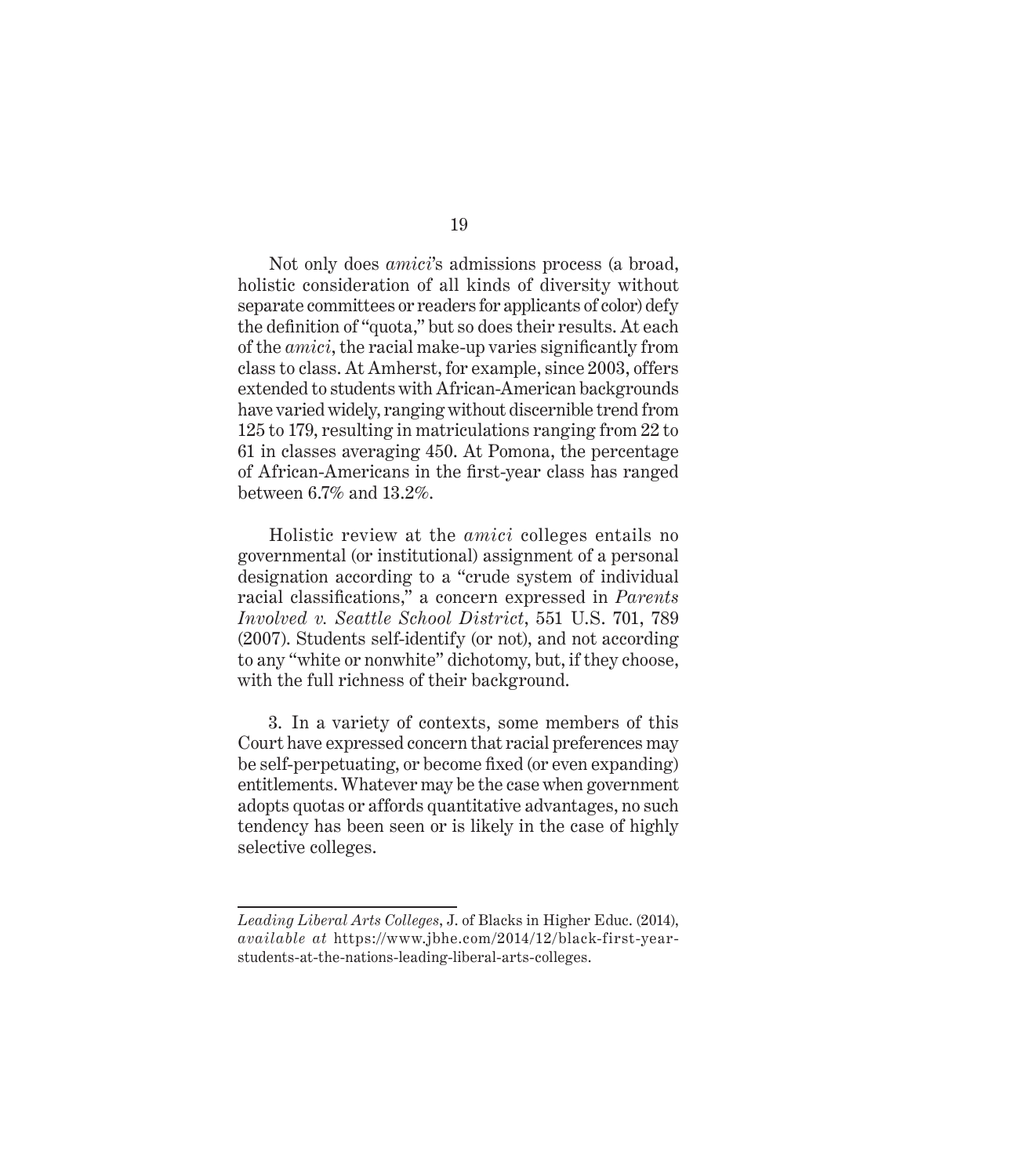Not only does *amici*'s admissions process (a broad, holistic consideration of all kinds of diversity without separate committees or readers for applicants of color) defy the definition of "quota," but so does their results. At each of the *amici*, the racial make-up varies significantly from class to class. At Amherst, for example, since 2003, offers extended to students with African-American backgrounds have varied widely, ranging without discernible trend from 125 to 179, resulting in matriculations ranging from 22 to 61 in classes averaging 450. At Pomona, the percentage of African-Americans in the first-year class has ranged between 6.7% and 13.2%.

Holistic review at the *amici* colleges entails no governmental (or institutional) assignment of a personal designation according to a "crude system of individual racial classifications," a concern expressed in *Parents Involved v. Seattle School District*, 551 U.S. 701, 789 (2007). Students self-identify (or not), and not according to any "white or nonwhite" dichotomy, but, if they choose, with the full richness of their background.

3. In a variety of contexts, some members of this Court have expressed concern that racial preferences may be self-perpetuating, or become fixed (or even expanding) entitlements. Whatever may be the case when government adopts quotas or affords quantitative advantages, no such tendency has been seen or is likely in the case of highly selective colleges.

---

*Leading Liberal Arts Colleges*, J. of Blacks in Higher Educ. (2014), *available at* https://www.jbhe.com/2014/12/black-first-year-students-at-the-nations-leading-liberal-arts-colleges.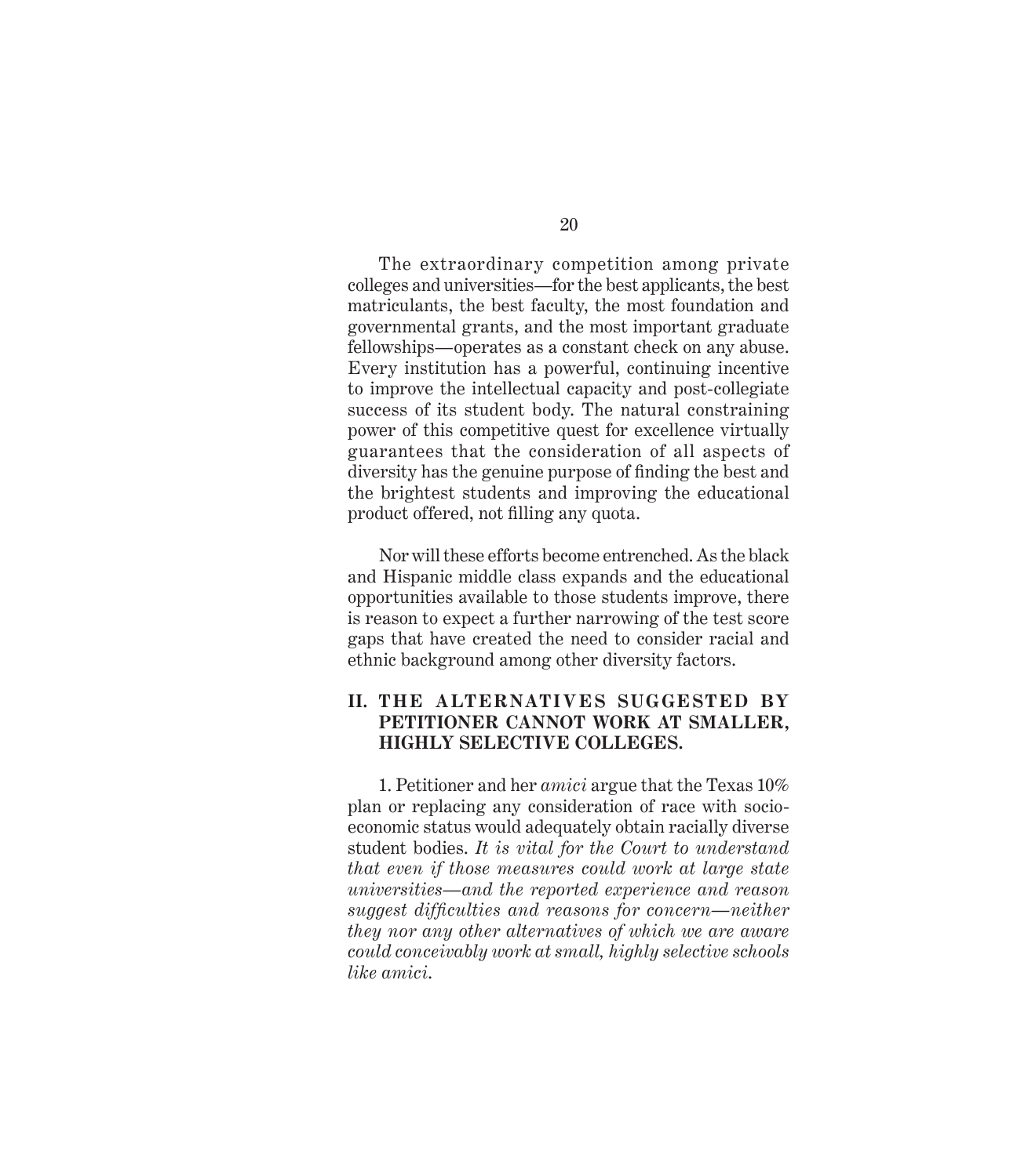The extraordinary competition among private colleges and universities—for the best applicants, the best matriculants, the best faculty, the most foundation and governmental grants, and the most important graduate fellowships—operates as a constant check on any abuse. Every institution has a powerful, continuing incentive to improve the intellectual capacity and post-collegiate success of its student body. The natural constraining power of this competitive quest for excellence virtually guarantees that the consideration of all aspects of diversity has the genuine purpose of finding the best and the brightest students and improving the educational product offered, not filling any quota.

Nor will these efforts become entrenched. As the black and Hispanic middle class expands and the educational opportunities available to those students improve, there is reason to expect a further narrowing of the test score gaps that have created the need to consider racial and ethnic background among other diversity factors.

## II. THE ALTERNATIVES SUGGESTED BY PETITIONER CANNOT WORK AT SMALLER, HIGHLY SELECTIVE COLLEGES.

1. Petitioner and her *amici* argue that the Texas 10% plan or replacing any consideration of race with socio-economic status would adequately obtain racially diverse student bodies. *It is vital for the Court to understand that even if those measures could work at large state universities—and the reported experience and reason suggest difficulties and reasons for concern—neither they nor any other alternatives of which we are aware could conceivably work at small, highly selective schools like amici.*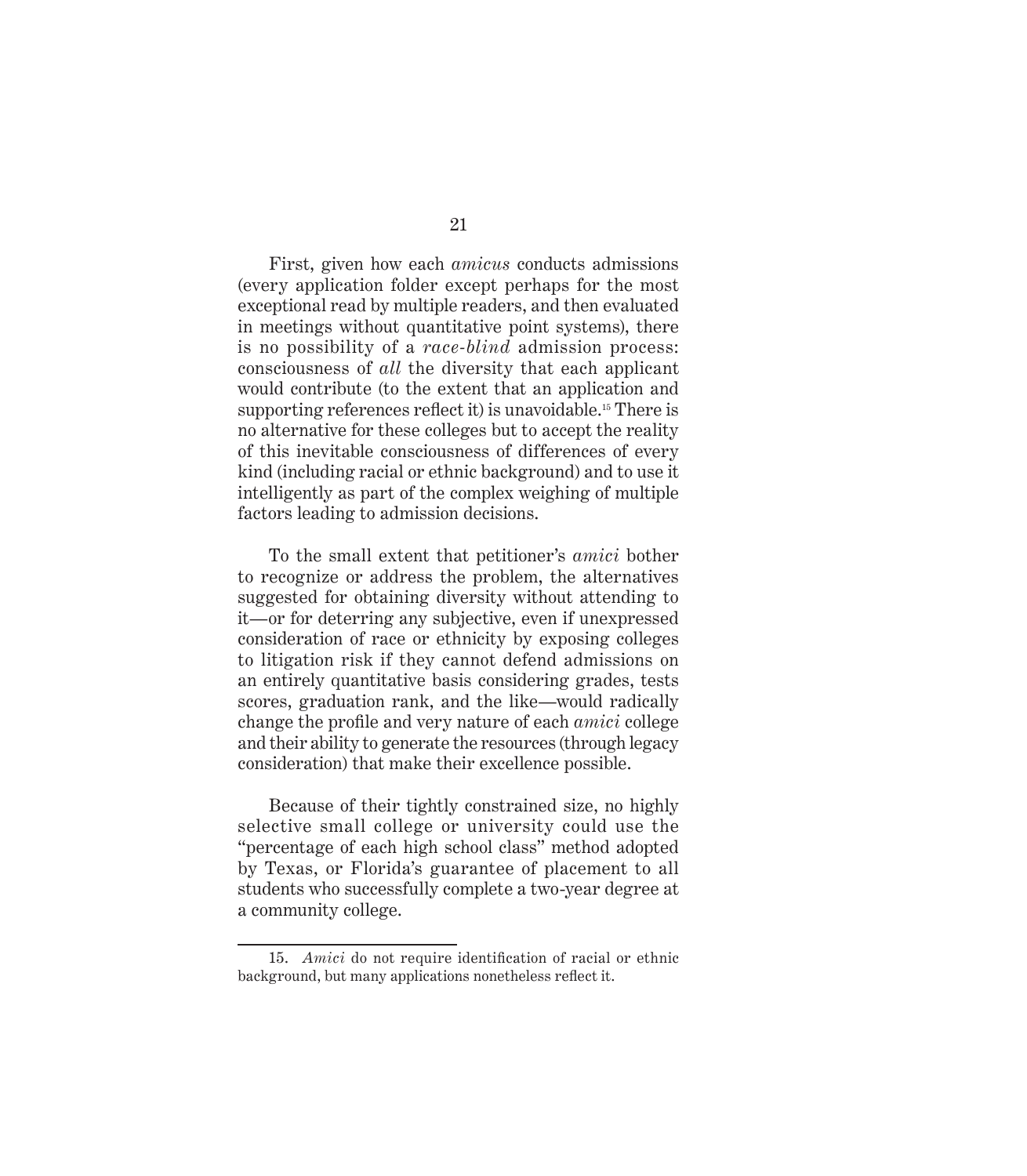First, given how each *amicus* conducts admissions (every application folder except perhaps for the most exceptional read by multiple readers, and then evaluated in meetings without quantitative point systems), there is no possibility of a *race-blind* admission process: consciousness of *all* the diversity that each applicant would contribute (to the extent that an application and supporting references reflect it) is unavoidable.[15] There is no alternative for these colleges but to accept the reality of this inevitable consciousness of differences of every kind (including racial or ethnic background) and to use it intelligently as part of the complex weighing of multiple factors leading to admission decisions.

To the small extent that petitioner's *amici* bother to recognize or address the problem, the alternatives suggested for obtaining diversity without attending to it—or for deterring any subjective, even if unexpressed consideration of race or ethnicity by exposing colleges to litigation risk if they cannot defend admissions on an entirely quantitative basis considering grades, tests scores, graduation rank, and the like—would radically change the profile and very nature of each *amici* college and their ability to generate the resources (through legacy consideration) that make their excellence possible.

Because of their tightly constrained size, no highly selective small college or university could use the "percentage of each high school class" method adopted by Texas, or Florida's guarantee of placement to all students who successfully complete a two-year degree at a community college.

---

15. *Amici* do not require identification of racial or ethnic background, but many applications nonetheless reflect it.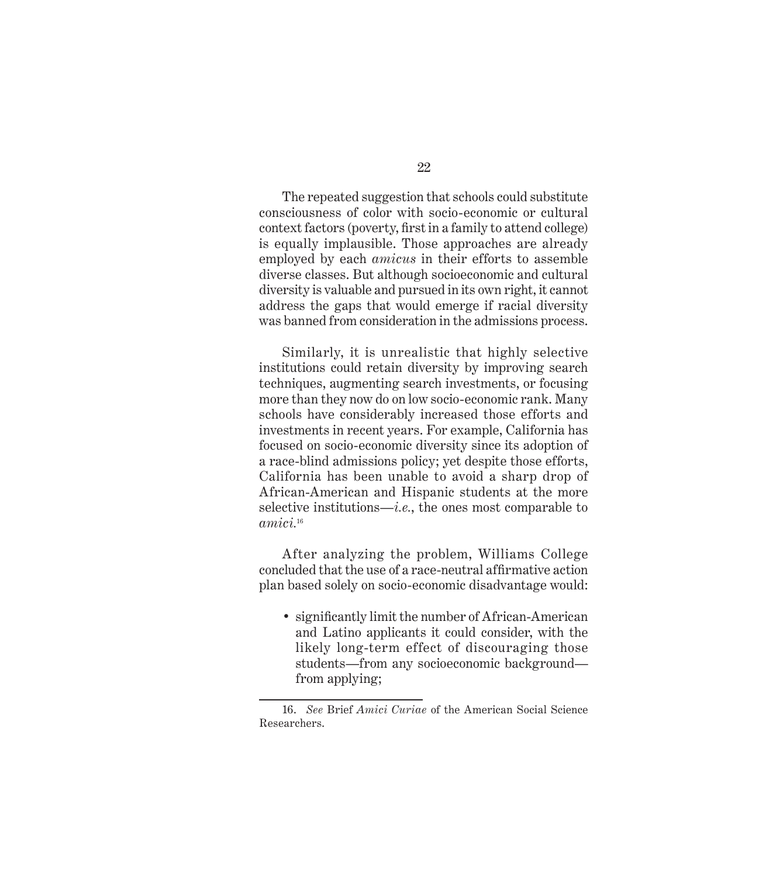The repeated suggestion that schools could substitute consciousness of color with socio-economic or cultural context factors (poverty, first in a family to attend college) is equally implausible. Those approaches are already employed by each *amicus* in their efforts to assemble diverse classes. But although socioeconomic and cultural diversity is valuable and pursued in its own right, it cannot address the gaps that would emerge if racial diversity was banned from consideration in the admissions process.

Similarly, it is unrealistic that highly selective institutions could retain diversity by improving search techniques, augmenting search investments, or focusing more than they now do on low socio-economic rank. Many schools have considerably increased those efforts and investments in recent years. For example, California has focused on socio-economic diversity since its adoption of a race-blind admissions policy; yet despite those efforts, California has been unable to avoid a sharp drop of African-American and Hispanic students at the more selective institutions—*i.e.*, the ones most comparable to *amici*.[16]

After analyzing the problem, Williams College concluded that the use of a race-neutral affirmative action plan based solely on socio-economic disadvantage would:

- significantly limit the number of African-American and Latino applicants it could consider, with the likely long-term effect of discouraging those students—from any socioeconomic background—from applying;

---

16. *See* Brief *Amici Curiae* of the American Social Science Researchers.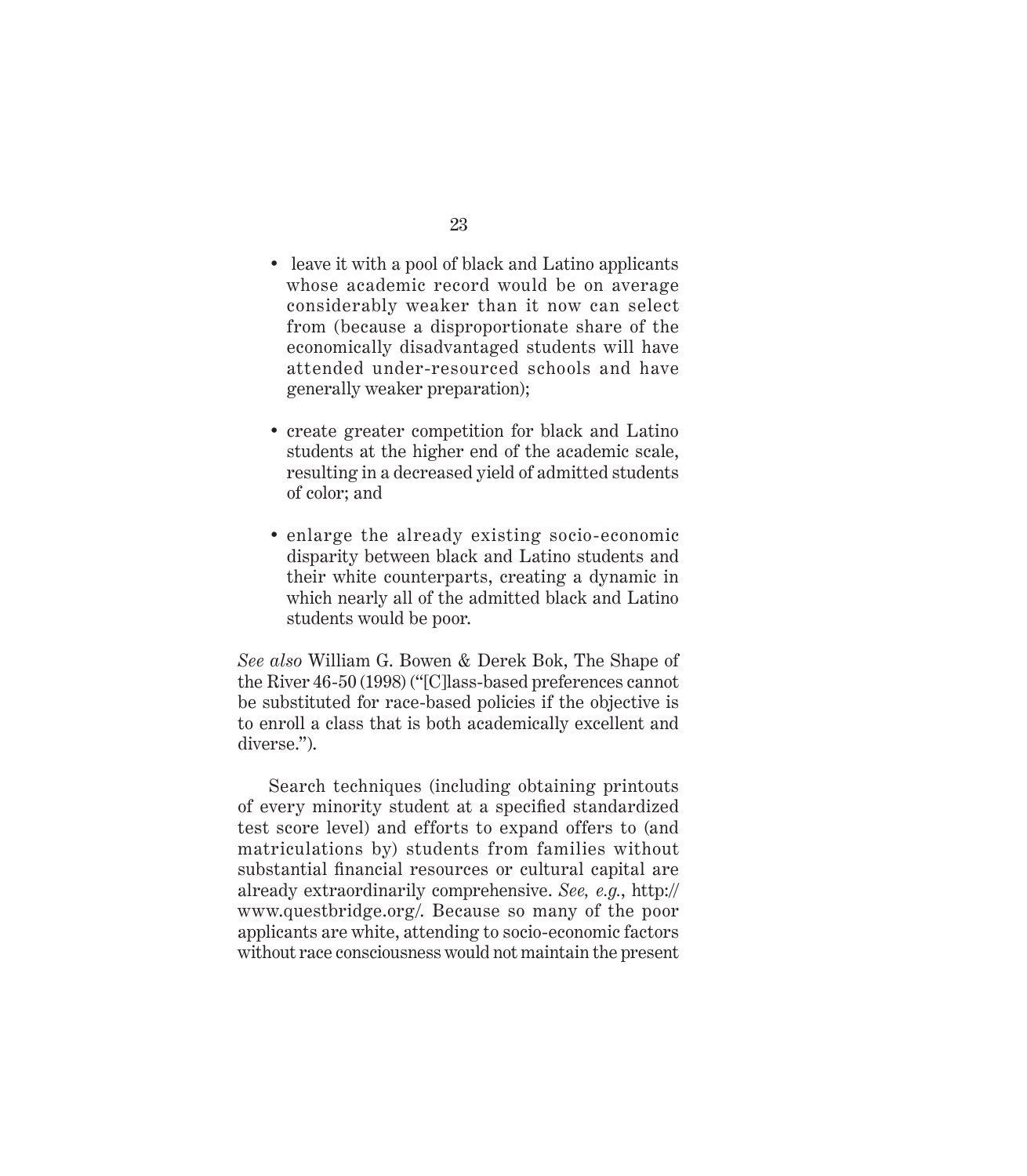- leave it with a pool of black and Latino applicants whose academic record would be on average considerably weaker than it now can select from (because a disproportionate share of the economically disadvantaged students will have attended under-resourced schools and have generally weaker preparation);

- create greater competition for black and Latino students at the higher end of the academic scale, resulting in a decreased yield of admitted students of color; and

- enlarge the already existing socio-economic disparity between black and Latino students and their white counterparts, creating a dynamic in which nearly all of the admitted black and Latino students would be poor.

*See also* William G. Bowen & Derek Bok, The Shape of the River 46-50 (1998) ("[C]lass-based preferences cannot be substituted for race-based policies if the objective is to enroll a class that is both academically excellent and diverse.").

Search techniques (including obtaining printouts of every minority student at a specified standardized test score level) and efforts to expand offers to (and matriculations by) students from families without substantial financial resources or cultural capital are already extraordinarily comprehensive. *See, e.g.*, http://www.questbridge.org/. Because so many of the poor applicants are white, attending to socio-economic factors without race consciousness would not maintain the present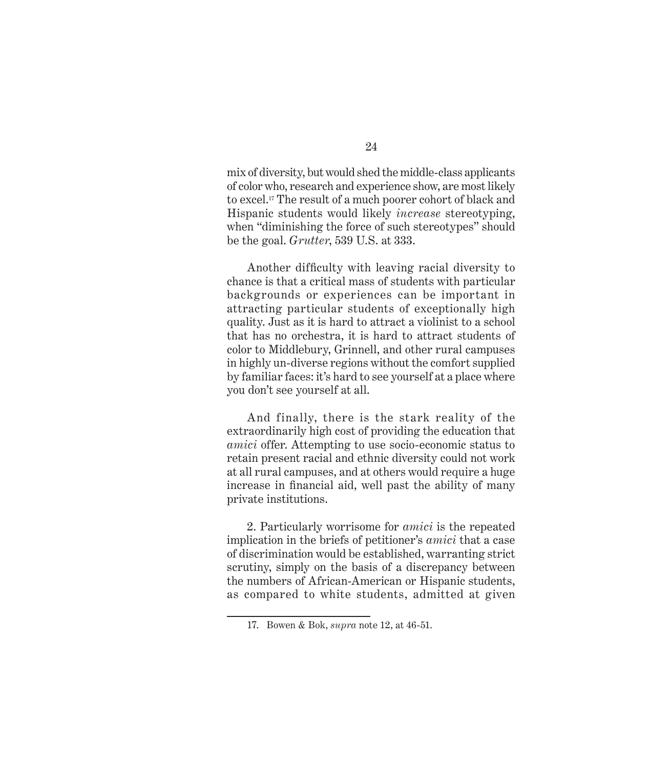mix of diversity, but would shed the middle-class applicants of color who, research and experience show, are most likely to excel.[17] The result of a much poorer cohort of black and Hispanic students would likely *increase* stereotyping, when "diminishing the force of such stereotypes" should be the goal. *Grutter*, 539 U.S. at 333.

Another difficulty with leaving racial diversity to chance is that a critical mass of students with particular backgrounds or experiences can be important in attracting particular students of exceptionally high quality. Just as it is hard to attract a violinist to a school that has no orchestra, it is hard to attract students of color to Middlebury, Grinnell, and other rural campuses in highly un-diverse regions without the comfort supplied by familiar faces: it's hard to see yourself at a place where you don't see yourself at all.

And finally, there is the stark reality of the extraordinarily high cost of providing the education that *amici* offer. Attempting to use socio-economic status to retain present racial and ethnic diversity could not work at all rural campuses, and at others would require a huge increase in financial aid, well past the ability of many private institutions.

2. Particularly worrisome for *amici* is the repeated implication in the briefs of petitioner's *amici* that a case of discrimination would be established, warranting strict scrutiny, simply on the basis of a discrepancy between the numbers of African-American or Hispanic students, as compared to white students, admitted at given

---

17. Bowen & Bok, *supra* note 12, at 46-51.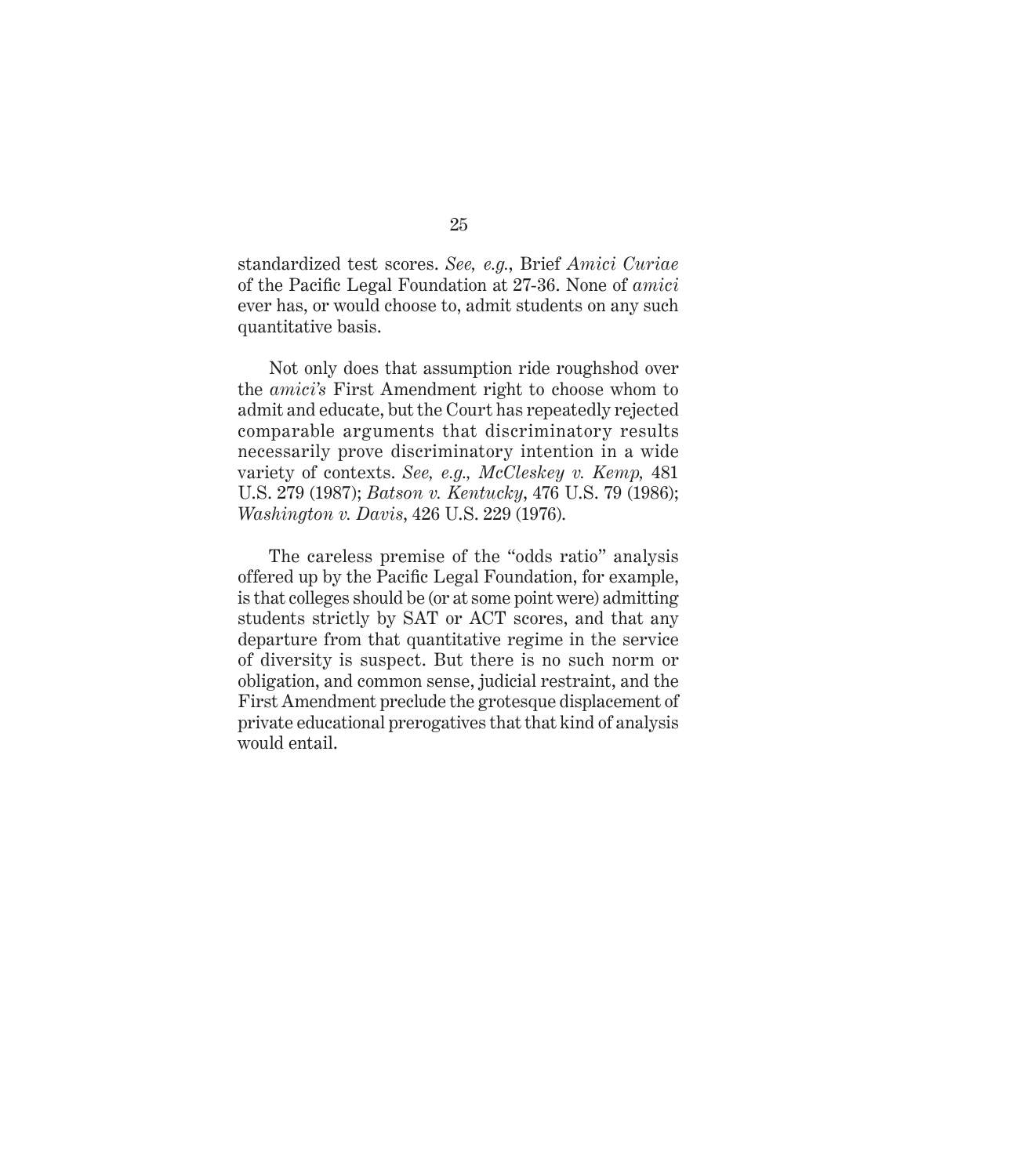standardized test scores. *See, e.g.*, Brief *Amici Curiae* of the Pacific Legal Foundation at 27-36. None of *amici* ever has, or would choose to, admit students on any such quantitative basis.

Not only does that assumption ride roughshod over the *amici's* First Amendment right to choose whom to admit and educate, but the Court has repeatedly rejected comparable arguments that discriminatory results necessarily prove discriminatory intention in a wide variety of contexts. *See, e.g., McCleskey v. Kemp,* 481 U.S. 279 (1987); *Batson v. Kentucky*, 476 U.S. 79 (1986); *Washington v. Davis*, 426 U.S. 229 (1976).

The careless premise of the "odds ratio" analysis offered up by the Pacific Legal Foundation, for example, is that colleges should be (or at some point were) admitting students strictly by SAT or ACT scores, and that any departure from that quantitative regime in the service of diversity is suspect. But there is no such norm or obligation, and common sense, judicial restraint, and the First Amendment preclude the grotesque displacement of private educational prerogatives that that kind of analysis would entail.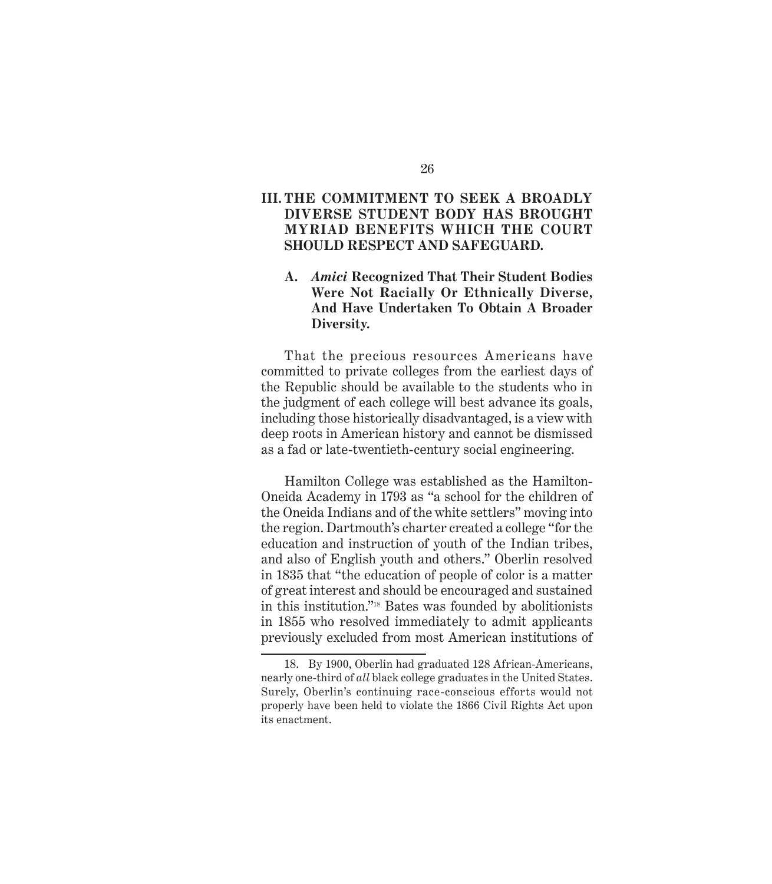## III. THE COMMITMENT TO SEEK A BROADLY DIVERSE STUDENT BODY HAS BROUGHT MYRIAD BENEFITS WHICH THE COURT SHOULD RESPECT AND SAFEGUARD.

### A. *Amici* Recognized That Their Student Bodies Were Not Racially Or Ethnically Diverse, And Have Undertaken To Obtain A Broader Diversity.

That the precious resources Americans have committed to private colleges from the earliest days of the Republic should be available to the students who in the judgment of each college will best advance its goals, including those historically disadvantaged, is a view with deep roots in American history and cannot be dismissed as a fad or late-twentieth-century social engineering.

Hamilton College was established as the Hamilton-Oneida Academy in 1793 as "a school for the children of the Oneida Indians and of the white settlers" moving into the region. Dartmouth's charter created a college "for the education and instruction of youth of the Indian tribes, and also of English youth and others." Oberlin resolved in 1835 that "the education of people of color is a matter of great interest and should be encouraged and sustained in this institution."[18] Bates was founded by abolitionists in 1855 who resolved immediately to admit applicants previously excluded from most American institutions of

---

18. By 1900, Oberlin had graduated 128 African-Americans, nearly one-third of *all* black college graduates in the United States. Surely, Oberlin's continuing race-conscious efforts would not properly have been held to violate the 1866 Civil Rights Act upon its enactment.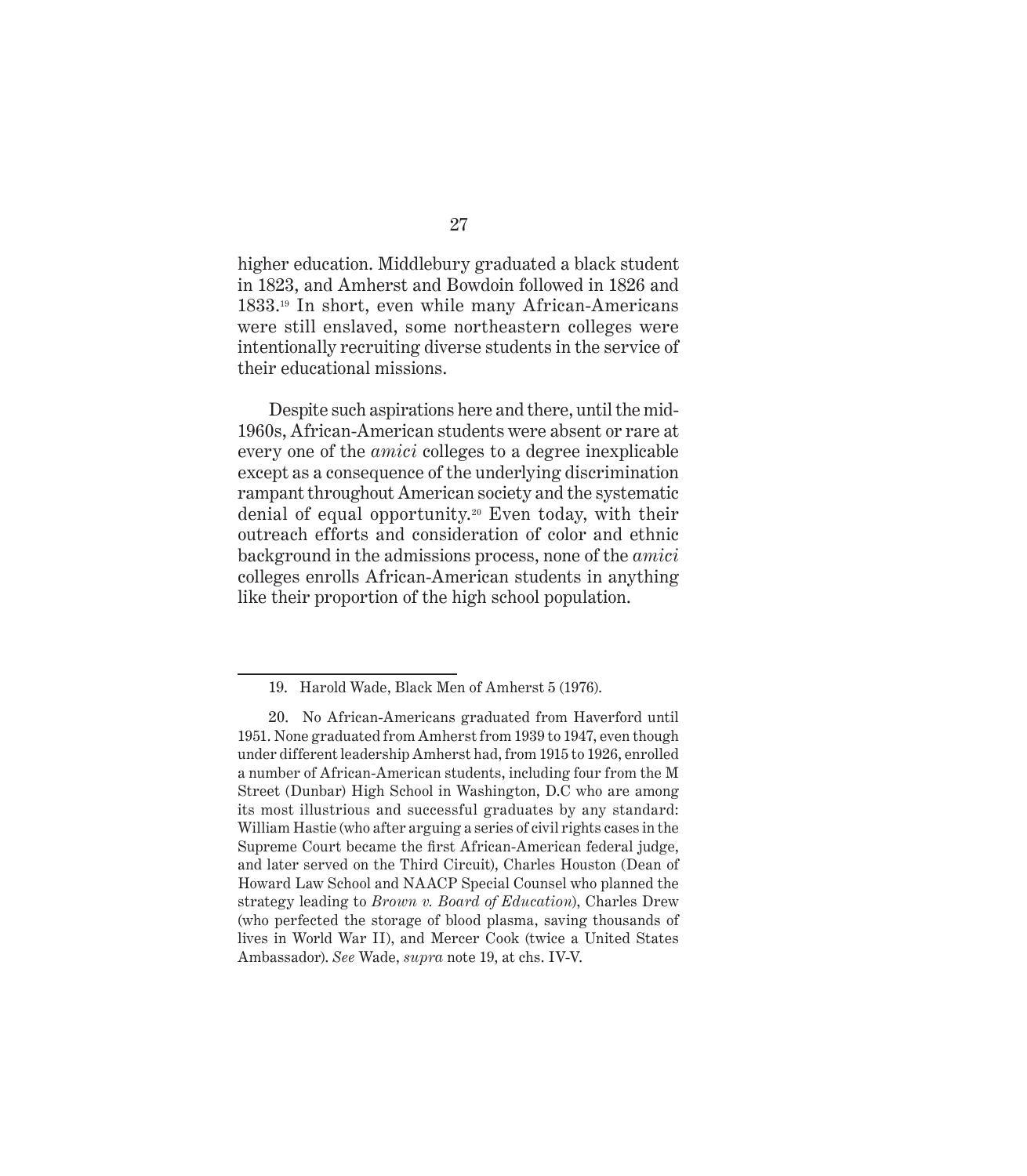higher education. Middlebury graduated a black student in 1823, and Amherst and Bowdoin followed in 1826 and 1833.[19] In short, even while many African-Americans were still enslaved, some northeastern colleges were intentionally recruiting diverse students in the service of their educational missions.

Despite such aspirations here and there, until the mid-1960s, African-American students were absent or rare at every one of the *amici* colleges to a degree inexplicable except as a consequence of the underlying discrimination rampant throughout American society and the systematic denial of equal opportunity.[20] Even today, with their outreach efforts and consideration of color and ethnic background in the admissions process, none of the *amici* colleges enrolls African-American students in anything like their proportion of the high school population.

---

19. Harold Wade, Black Men of Amherst 5 (1976).

20. No African-Americans graduated from Haverford until 1951. None graduated from Amherst from 1939 to 1947, even though under different leadership Amherst had, from 1915 to 1926, enrolled a number of African-American students, including four from the M Street (Dunbar) High School in Washington, D.C who are among its most illustrious and successful graduates by any standard: William Hastie (who after arguing a series of civil rights cases in the Supreme Court became the first African-American federal judge, and later served on the Third Circuit), Charles Houston (Dean of Howard Law School and NAACP Special Counsel who planned the strategy leading to *Brown v. Board of Education*), Charles Drew (who perfected the storage of blood plasma, saving thousands of lives in World War II), and Mercer Cook (twice a United States Ambassador). *See* Wade, *supra* note 19, at chs. IV-V.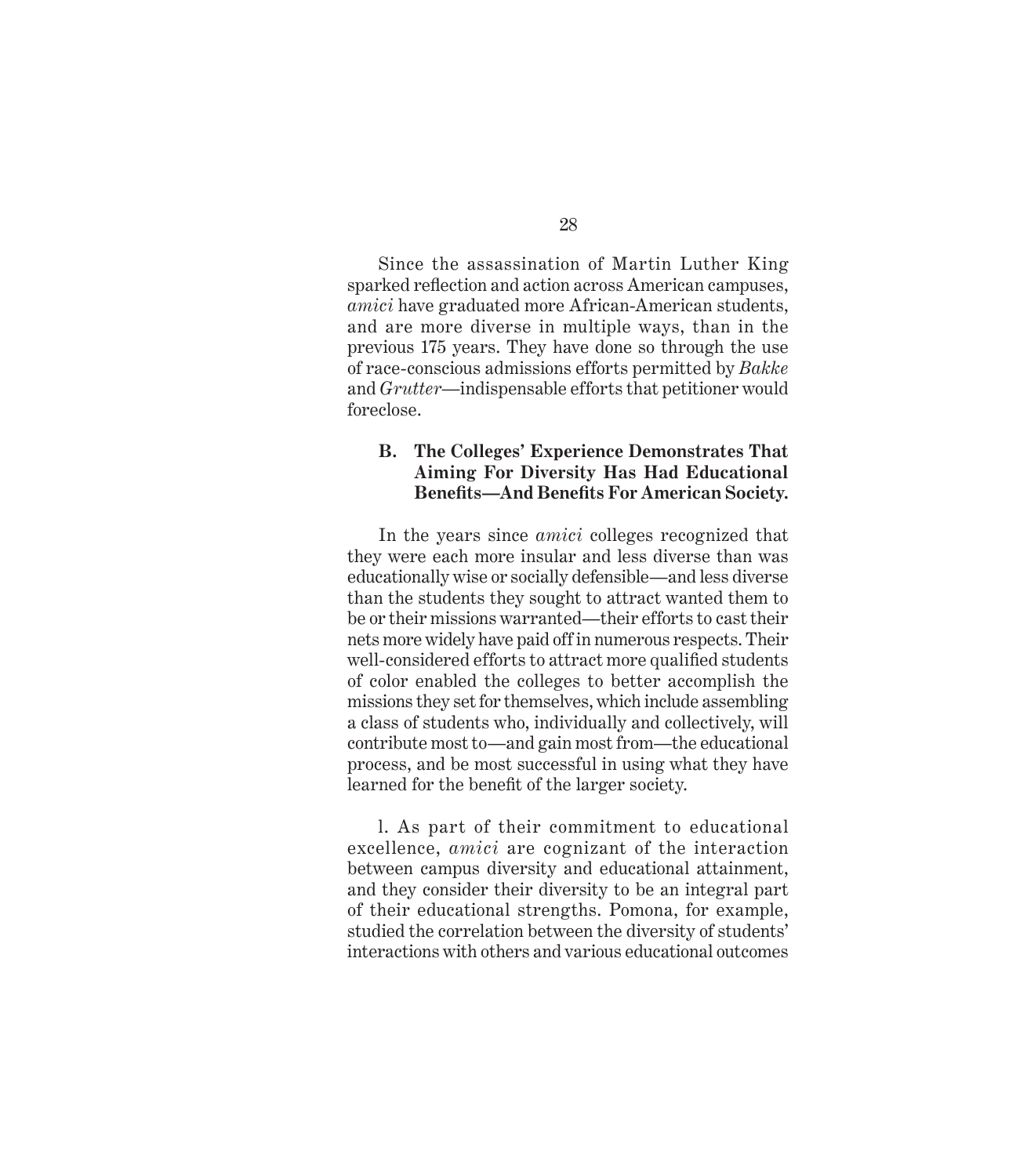Since the assassination of Martin Luther King sparked reflection and action across American campuses, *amici* have graduated more African-American students, and are more diverse in multiple ways, than in the previous 175 years. They have done so through the use of race-conscious admissions efforts permitted by *Bakke* and *Grutter*—indispensable efforts that petitioner would foreclose.

### B. The Colleges' Experience Demonstrates That Aiming For Diversity Has Had Educational Benefits—And Benefits For American Society.

In the years since *amici* colleges recognized that they were each more insular and less diverse than was educationally wise or socially defensible—and less diverse than the students they sought to attract wanted them to be or their missions warranted—their efforts to cast their nets more widely have paid off in numerous respects. Their well-considered efforts to attract more qualified students of color enabled the colleges to better accomplish the missions they set for themselves, which include assembling a class of students who, individually and collectively, will contribute most to—and gain most from—the educational process, and be most successful in using what they have learned for the benefit of the larger society.

1. As part of their commitment to educational excellence, *amici* are cognizant of the interaction between campus diversity and educational attainment, and they consider their diversity to be an integral part of their educational strengths. Pomona, for example, studied the correlation between the diversity of students' interactions with others and various educational outcomes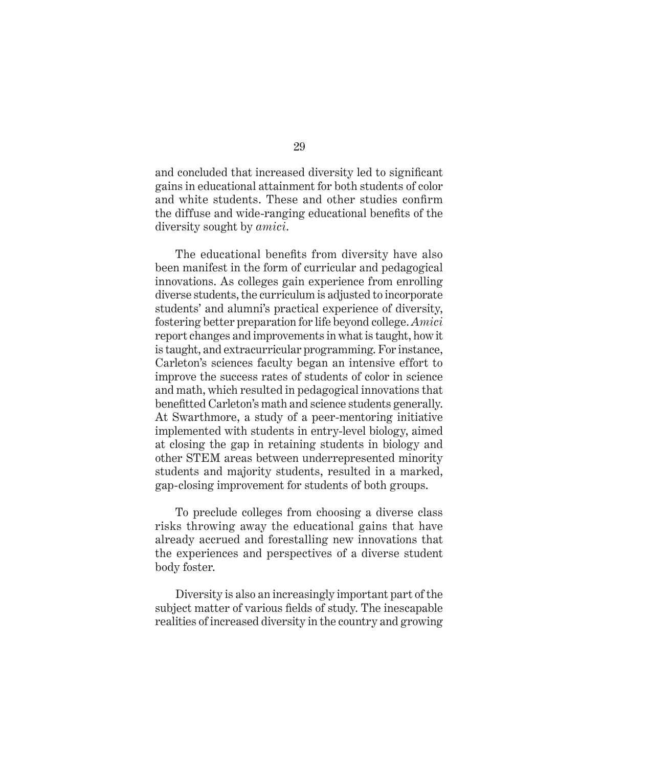and concluded that increased diversity led to significant gains in educational attainment for both students of color and white students. These and other studies confirm the diffuse and wide-ranging educational benefits of the diversity sought by *amici*.

The educational benefits from diversity have also been manifest in the form of curricular and pedagogical innovations. As colleges gain experience from enrolling diverse students, the curriculum is adjusted to incorporate students' and alumni's practical experience of diversity, fostering better preparation for life beyond college. *Amici* report changes and improvements in what is taught, how it is taught, and extracurricular programming. For instance, Carleton's sciences faculty began an intensive effort to improve the success rates of students of color in science and math, which resulted in pedagogical innovations that benefitted Carleton's math and science students generally. At Swarthmore, a study of a peer-mentoring initiative implemented with students in entry-level biology, aimed at closing the gap in retaining students in biology and other STEM areas between underrepresented minority students and majority students, resulted in a marked, gap-closing improvement for students of both groups.

To preclude colleges from choosing a diverse class risks throwing away the educational gains that have already accrued and forestalling new innovations that the experiences and perspectives of a diverse student body foster.

Diversity is also an increasingly important part of the subject matter of various fields of study. The inescapable realities of increased diversity in the country and growing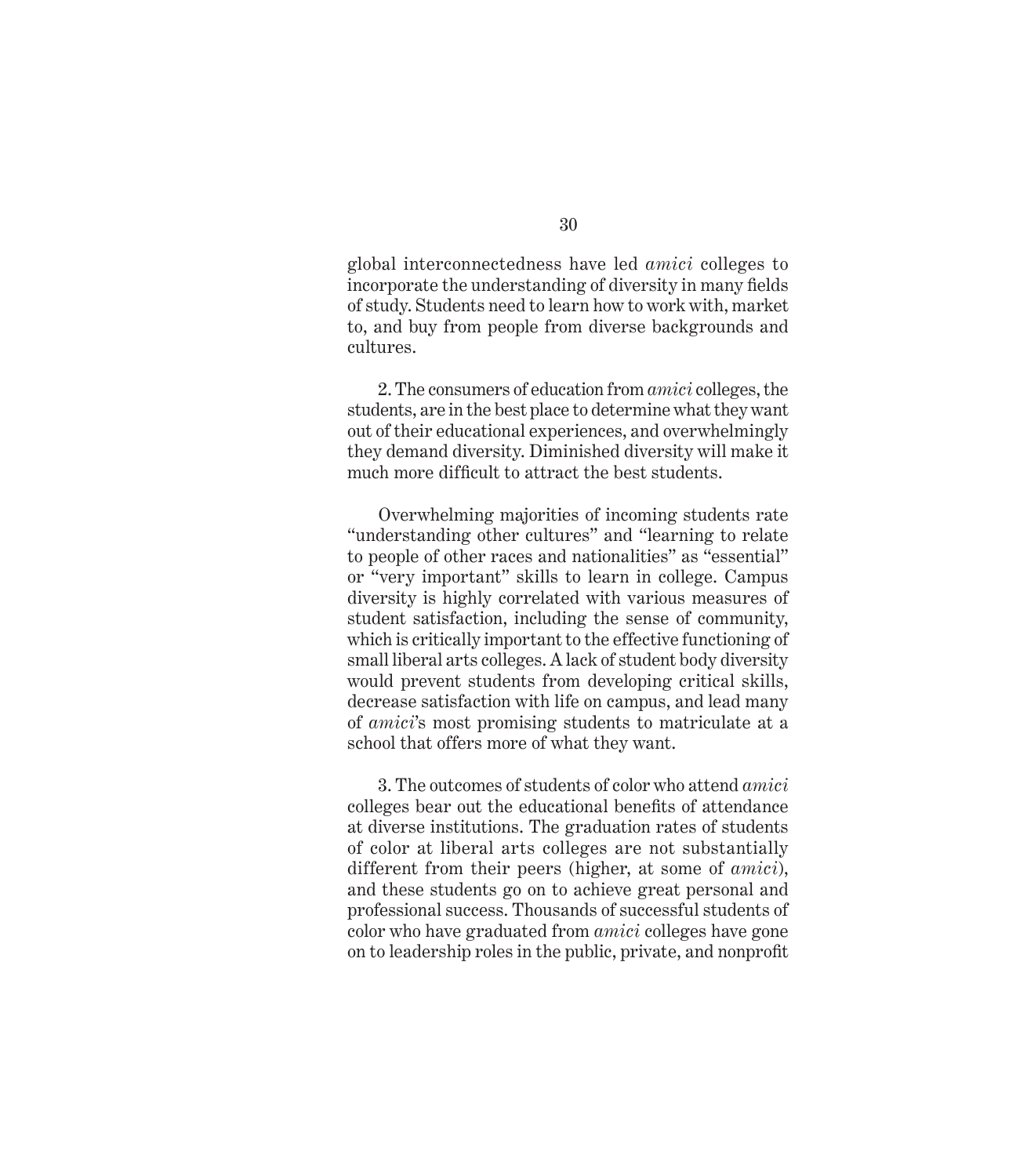global interconnectedness have led *amici* colleges to incorporate the understanding of diversity in many fields of study. Students need to learn how to work with, market to, and buy from people from diverse backgrounds and cultures.

2. The consumers of education from *amici* colleges, the students, are in the best place to determine what they want out of their educational experiences, and overwhelmingly they demand diversity. Diminished diversity will make it much more difficult to attract the best students.

Overwhelming majorities of incoming students rate "understanding other cultures" and "learning to relate to people of other races and nationalities" as "essential" or "very important" skills to learn in college. Campus diversity is highly correlated with various measures of student satisfaction, including the sense of community, which is critically important to the effective functioning of small liberal arts colleges. A lack of student body diversity would prevent students from developing critical skills, decrease satisfaction with life on campus, and lead many of *amici*'s most promising students to matriculate at a school that offers more of what they want.

3. The outcomes of students of color who attend *amici* colleges bear out the educational benefits of attendance at diverse institutions. The graduation rates of students of color at liberal arts colleges are not substantially different from their peers (higher, at some of *amici*), and these students go on to achieve great personal and professional success. Thousands of successful students of color who have graduated from *amici* colleges have gone on to leadership roles in the public, private, and nonprofit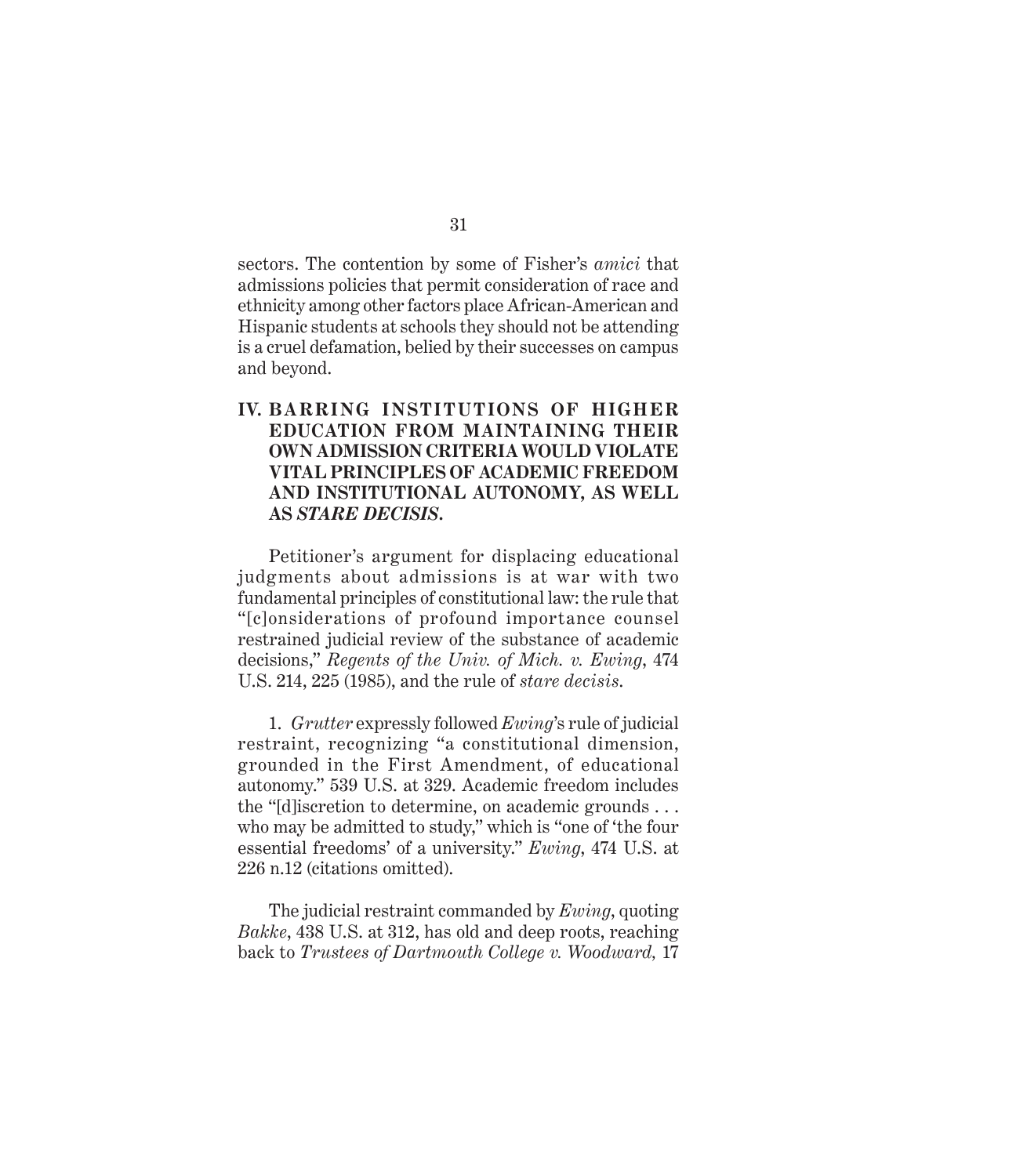sectors. The contention by some of Fisher's *amici* that admissions policies that permit consideration of race and ethnicity among other factors place African-American and Hispanic students at schools they should not be attending is a cruel defamation, belied by their successes on campus and beyond.

## IV. BARRING INSTITUTIONS OF HIGHER EDUCATION FROM MAINTAINING THEIR OWN ADMISSION CRITERIA WOULD VIOLATE VITAL PRINCIPLES OF ACADEMIC FREEDOM AND INSTITUTIONAL AUTONOMY, AS WELL AS *STARE DECISIS*.

Petitioner's argument for displacing educational judgments about admissions is at war with two fundamental principles of constitutional law: the rule that "[c]onsiderations of profound importance counsel restrained judicial review of the substance of academic decisions," *Regents of the Univ. of Mich. v. Ewing*, 474 U.S. 214, 225 (1985), and the rule of *stare decisis*.

1. *Grutter* expressly followed *Ewing*'s rule of judicial restraint, recognizing "a constitutional dimension, grounded in the First Amendment, of educational autonomy." 539 U.S. at 329. Academic freedom includes the "[d]iscretion to determine, on academic grounds . . . who may be admitted to study," which is "one of 'the four essential freedoms' of a university." *Ewing*, 474 U.S. at 226 n.12 (citations omitted).

The judicial restraint commanded by *Ewing*, quoting *Bakke*, 438 U.S. at 312, has old and deep roots, reaching back to *Trustees of Dartmouth College v. Woodward,* 17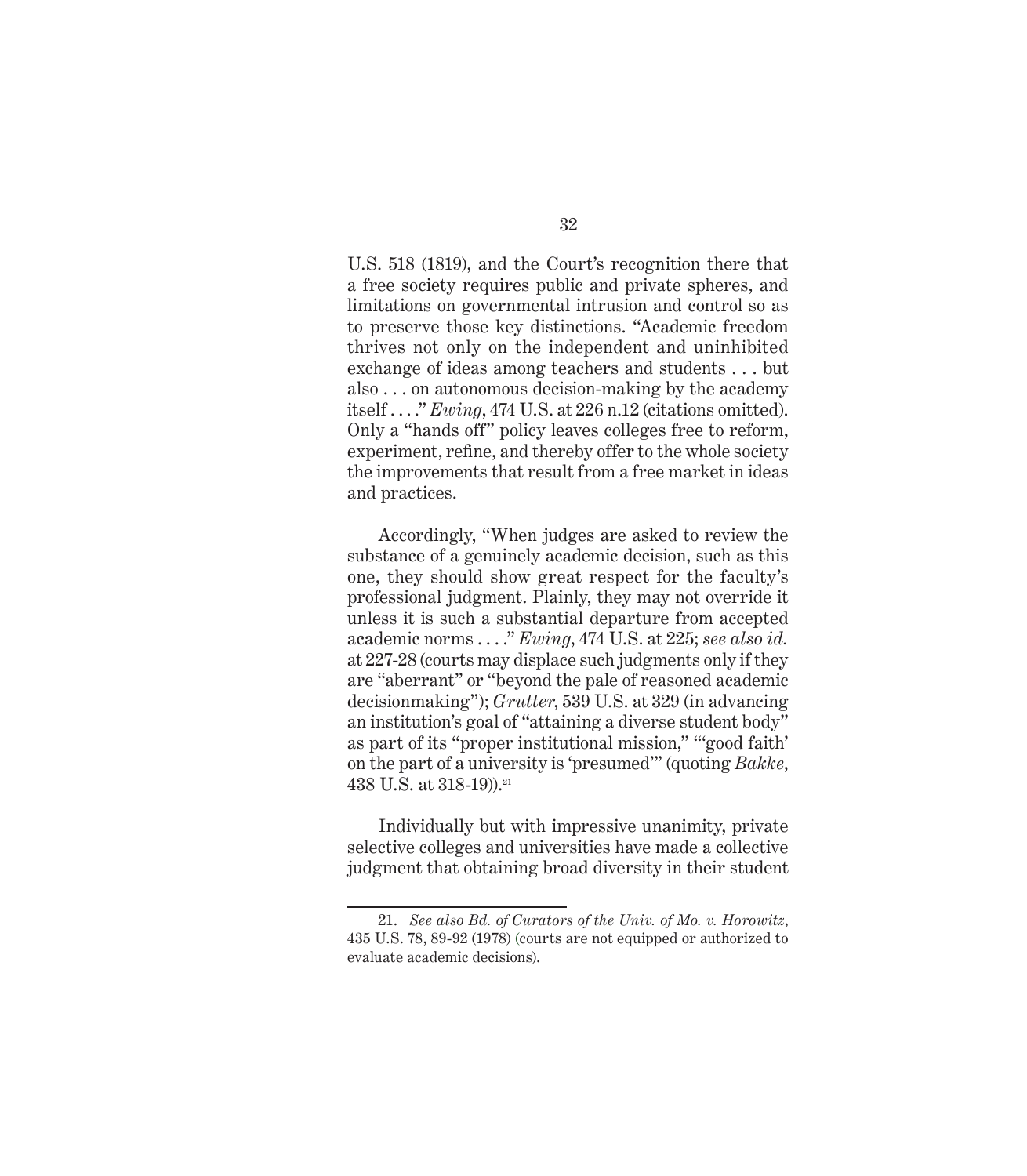U.S. 518 (1819), and the Court's recognition there that a free society requires public and private spheres, and limitations on governmental intrusion and control so as to preserve those key distinctions. "Academic freedom thrives not only on the independent and uninhibited exchange of ideas among teachers and students . . . but also . . . on autonomous decision-making by the academy itself . . . ." *Ewing*, 474 U.S. at 226 n.12 (citations omitted). Only a "hands off" policy leaves colleges free to reform, experiment, refine, and thereby offer to the whole society the improvements that result from a free market in ideas and practices.

Accordingly, "When judges are asked to review the substance of a genuinely academic decision, such as this one, they should show great respect for the faculty's professional judgment. Plainly, they may not override it unless it is such a substantial departure from accepted academic norms . . . ." *Ewing*, 474 U.S. at 225; *see also id.* at 227-28 (courts may displace such judgments only if they are "aberrant" or "beyond the pale of reasoned academic decisionmaking"); *Grutter*, 539 U.S. at 329 (in advancing an institution's goal of "attaining a diverse student body" as part of its "proper institutional mission," "'good faith' on the part of a university is 'presumed'" (quoting *Bakke*, 438 U.S. at 318-19)).[21]

Individually but with impressive unanimity, private selective colleges and universities have made a collective judgment that obtaining broad diversity in their student

---

21. *See also Bd. of Curators of the Univ. of Mo. v. Horowitz*, 435 U.S. 78, 89-92 (1978) (courts are not equipped or authorized to evaluate academic decisions).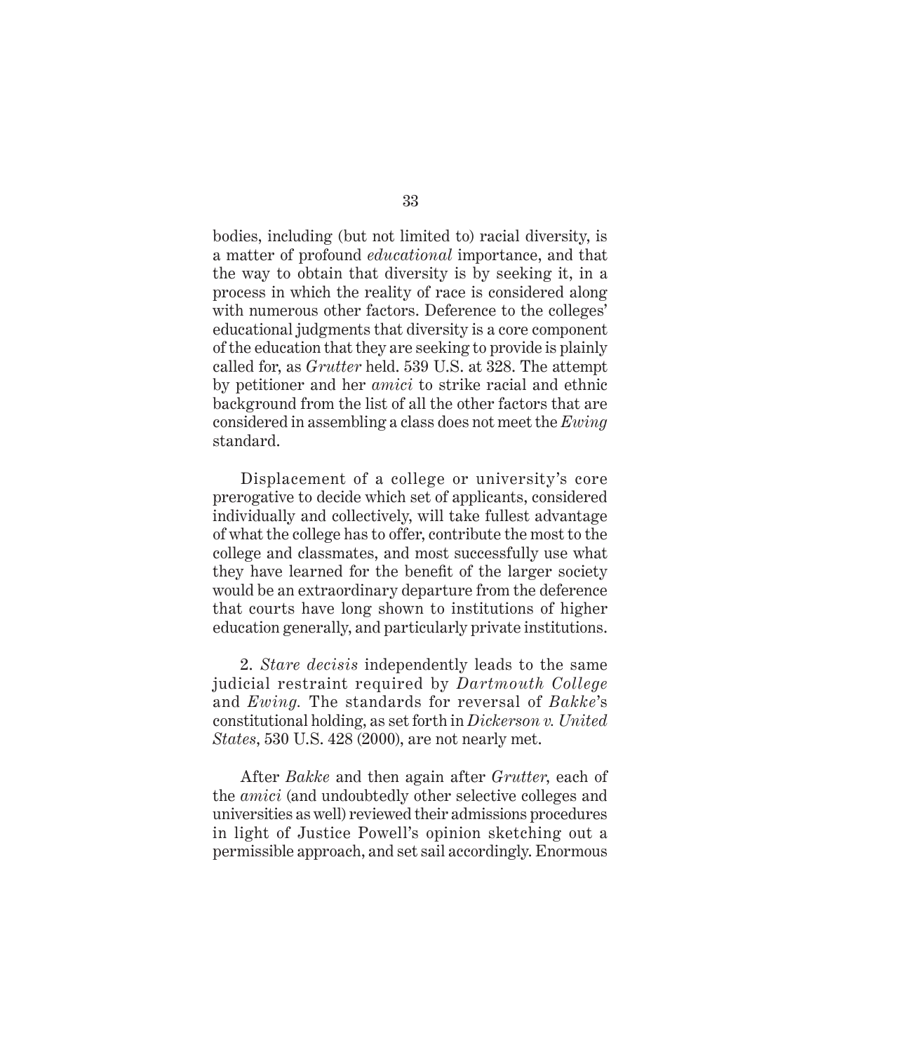bodies, including (but not limited to) racial diversity, is a matter of profound *educational* importance, and that the way to obtain that diversity is by seeking it, in a process in which the reality of race is considered along with numerous other factors. Deference to the colleges' educational judgments that diversity is a core component of the education that they are seeking to provide is plainly called for, as *Grutter* held. 539 U.S. at 328. The attempt by petitioner and her *amici* to strike racial and ethnic background from the list of all the other factors that are considered in assembling a class does not meet the *Ewing* standard.

Displacement of a college or university's core prerogative to decide which set of applicants, considered individually and collectively, will take fullest advantage of what the college has to offer, contribute the most to the college and classmates, and most successfully use what they have learned for the benefit of the larger society would be an extraordinary departure from the deference that courts have long shown to institutions of higher education generally, and particularly private institutions.

2. *Stare decisis* independently leads to the same judicial restraint required by *Dartmouth College* and *Ewing.* The standards for reversal of *Bakke*'s constitutional holding, as set forth in *Dickerson v. United States*, 530 U.S. 428 (2000), are not nearly met.

After *Bakke* and then again after *Grutter*, each of the *amici* (and undoubtedly other selective colleges and universities as well) reviewed their admissions procedures in light of Justice Powell's opinion sketching out a permissible approach, and set sail accordingly. Enormous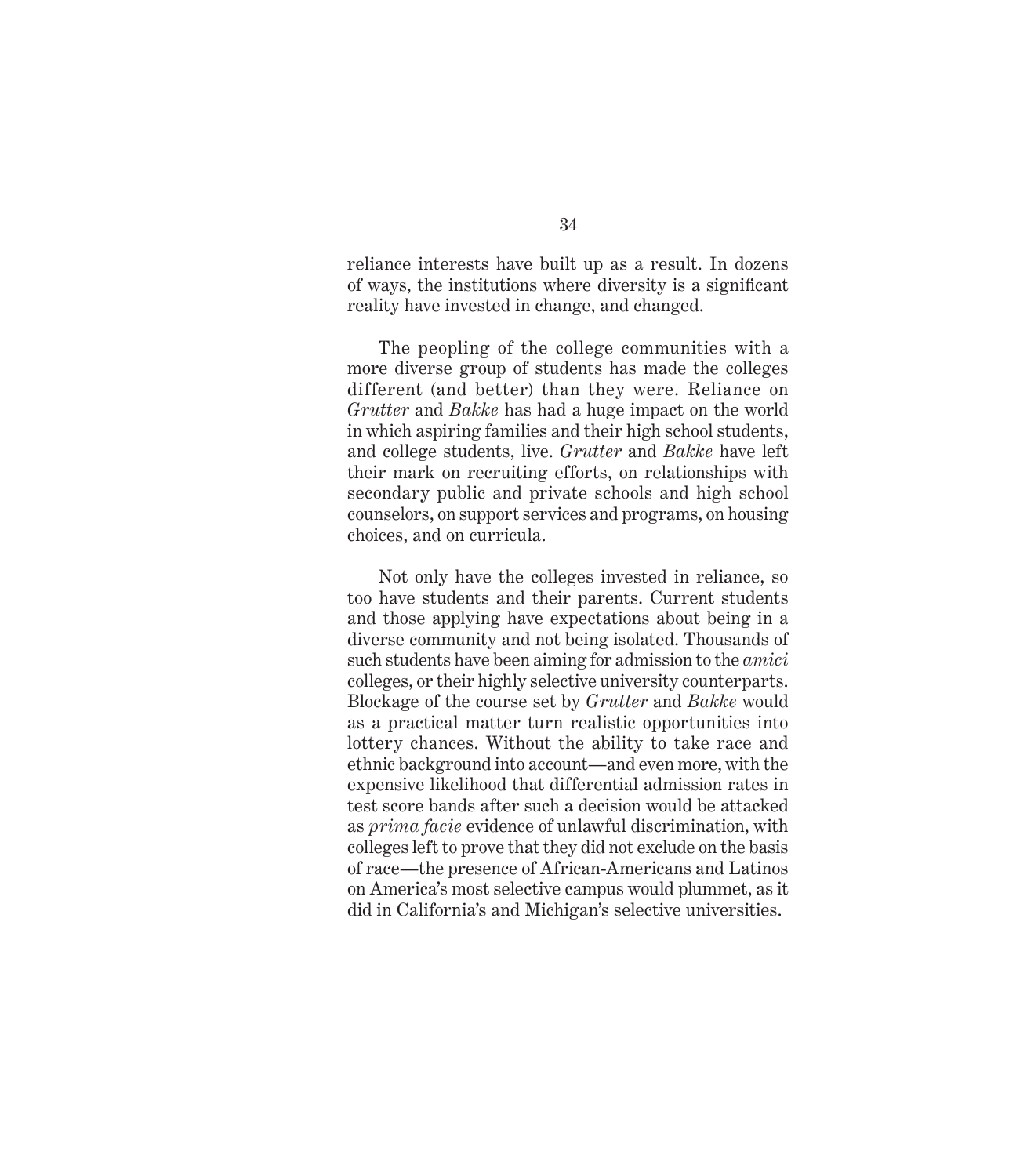reliance interests have built up as a result. In dozens of ways, the institutions where diversity is a significant reality have invested in change, and changed.

The peopling of the college communities with a more diverse group of students has made the colleges different (and better) than they were. Reliance on *Grutter* and *Bakke* has had a huge impact on the world in which aspiring families and their high school students, and college students, live. *Grutter* and *Bakke* have left their mark on recruiting efforts, on relationships with secondary public and private schools and high school counselors, on support services and programs, on housing choices, and on curricula.

Not only have the colleges invested in reliance, so too have students and their parents. Current students and those applying have expectations about being in a diverse community and not being isolated. Thousands of such students have been aiming for admission to the *amici* colleges, or their highly selective university counterparts. Blockage of the course set by *Grutter* and *Bakke* would as a practical matter turn realistic opportunities into lottery chances. Without the ability to take race and ethnic background into account—and even more, with the expensive likelihood that differential admission rates in test score bands after such a decision would be attacked as *prima facie* evidence of unlawful discrimination, with colleges left to prove that they did not exclude on the basis of race—the presence of African-Americans and Latinos on America's most selective campus would plummet, as it did in California's and Michigan's selective universities.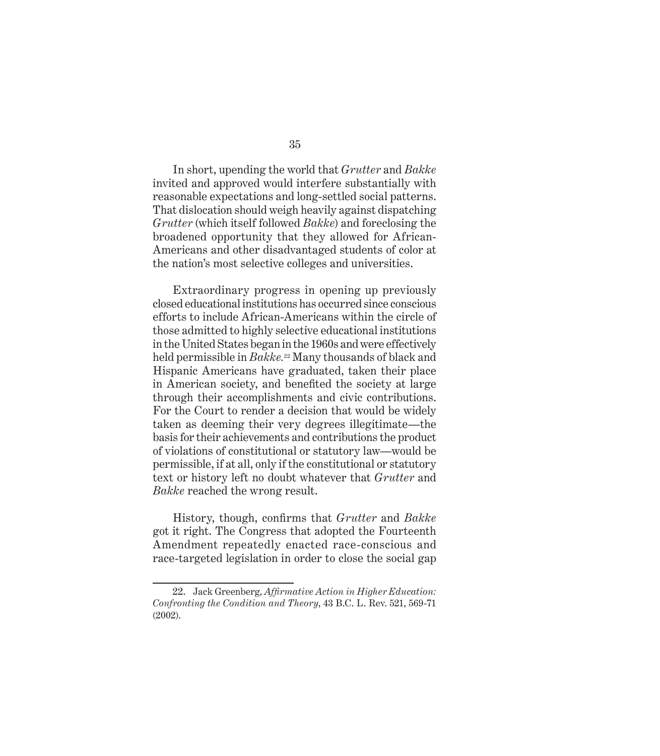In short, upending the world that *Grutter* and *Bakke* invited and approved would interfere substantially with reasonable expectations and long-settled social patterns. That dislocation should weigh heavily against dispatching *Grutter* (which itself followed *Bakke*) and foreclosing the broadened opportunity that they allowed for African-Americans and other disadvantaged students of color at the nation's most selective colleges and universities.

Extraordinary progress in opening up previously closed educational institutions has occurred since conscious efforts to include African-Americans within the circle of those admitted to highly selective educational institutions in the United States began in the 1960s and were effectively held permissible in *Bakke.*[22] Many thousands of black and Hispanic Americans have graduated, taken their place in American society, and benefited the society at large through their accomplishments and civic contributions. For the Court to render a decision that would be widely taken as deeming their very degrees illegitimate—the basis for their achievements and contributions the product of violations of constitutional or statutory law—would be permissible, if at all, only if the constitutional or statutory text or history left no doubt whatever that *Grutter* and *Bakke* reached the wrong result.

History, though, confirms that *Grutter* and *Bakke* got it right. The Congress that adopted the Fourteenth Amendment repeatedly enacted race-conscious and race-targeted legislation in order to close the social gap

---

22. Jack Greenberg, *Affirmative Action in Higher Education: Confronting the Condition and Theory*, 43 B.C. L. Rev. 521, 569-71 (2002).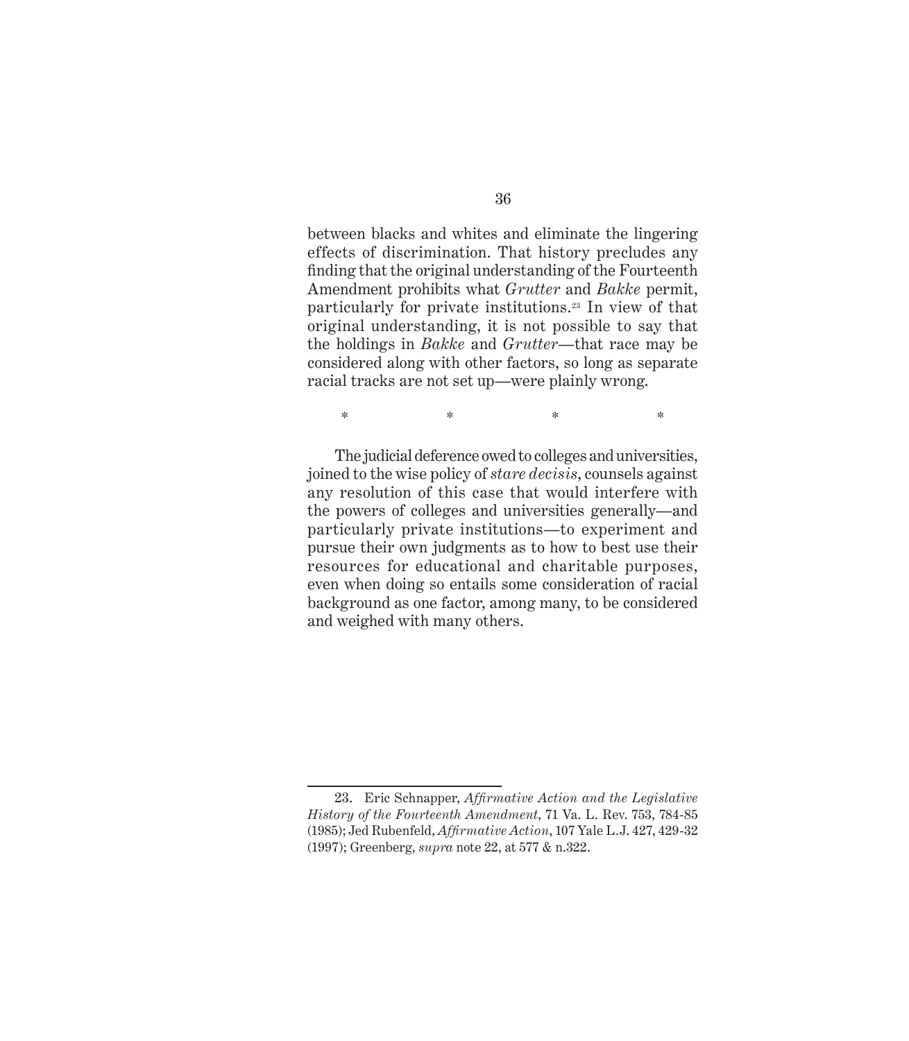between blacks and whites and eliminate the lingering effects of discrimination. That history precludes any finding that the original understanding of the Fourteenth Amendment prohibits what *Grutter* and *Bakke* permit, particularly for private institutions.[23] In view of that original understanding, it is not possible to say that the holdings in *Bakke* and *Grutter*—that race may be considered along with other factors, so long as separate racial tracks are not set up—were plainly wrong.

\*　　　　\*　　　　\*　　　　\*

The judicial deference owed to colleges and universities, joined to the wise policy of *stare decisis*, counsels against any resolution of this case that would interfere with the powers of colleges and universities generally—and particularly private institutions—to experiment and pursue their own judgments as to how to best use their resources for educational and charitable purposes, even when doing so entails some consideration of racial background as one factor, among many, to be considered and weighed with many others.

---

23. Eric Schnapper, *Affirmative Action and the Legislative History of the Fourteenth Amendment*, 71 Va. L. Rev. 753, 784-85 (1985); Jed Rubenfeld, *Affirmative Action*, 107 Yale L.J. 427, 429-32 (1997); Greenberg, *supra* note 22, at 577 & n.322.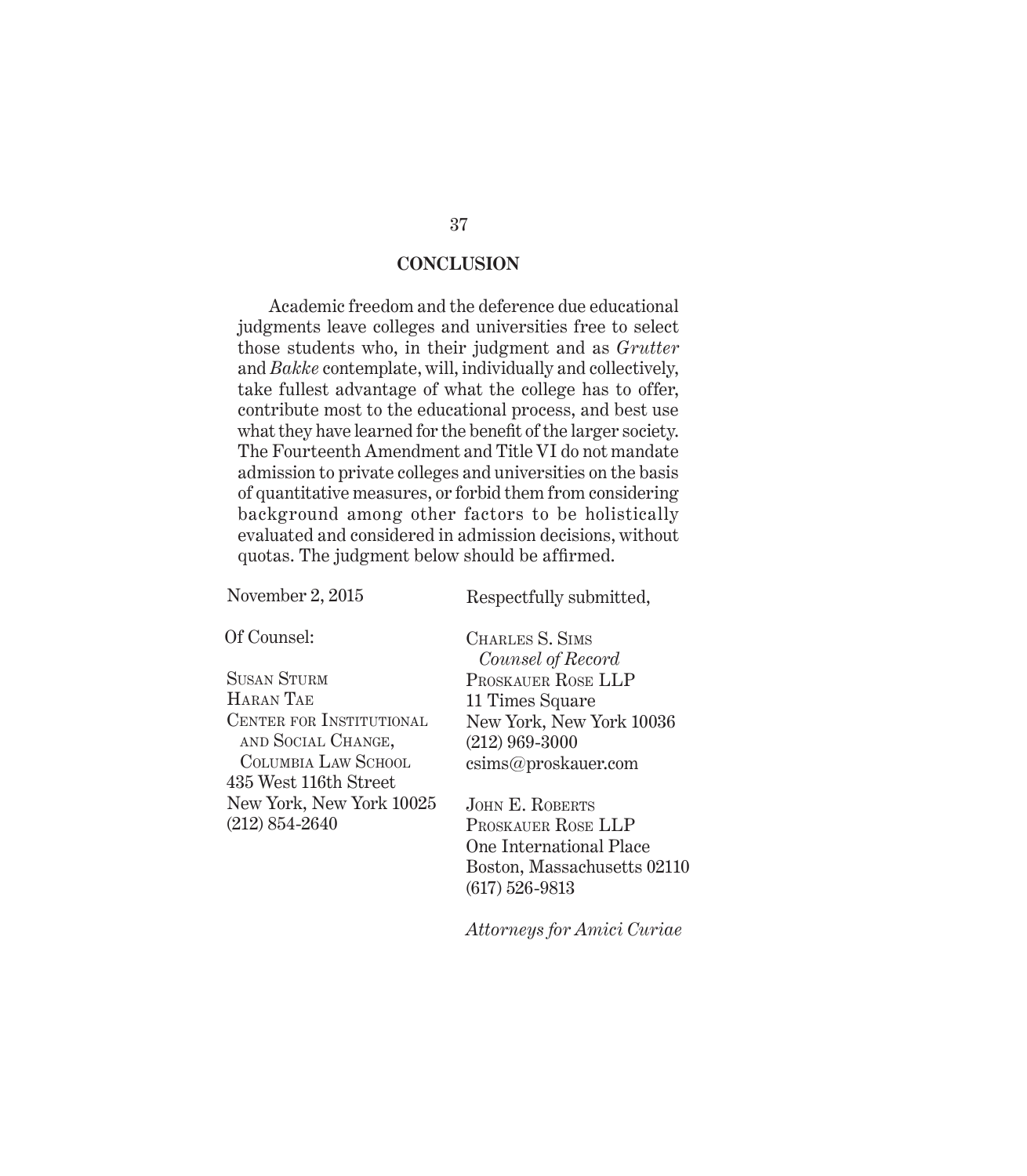## CONCLUSION

Academic freedom and the deference due educational judgments leave colleges and universities free to select those students who, in their judgment and as *Grutter* and *Bakke* contemplate, will, individually and collectively, take fullest advantage of what the college has to offer, contribute most to the educational process, and best use what they have learned for the benefit of the larger society. The Fourteenth Amendment and Title VI do not mandate admission to private colleges and universities on the basis of quantitative measures, or forbid them from considering background among other factors to be holistically evaluated and considered in admission decisions, without quotas. The judgment below should be affirmed.

November 2, 2015

Respectfully submitted,

Charles S. Sims
*Counsel of Record*
Proskauer Rose LLP
11 Times Square
New York, New York 10036
(212) 969-3000
csims@proskauer.com

John E. Roberts
Proskauer Rose LLP
One International Place
Boston, Massachusetts 02110
(617) 526-9813

*Attorneys for Amici Curiae*

Of Counsel:

Susan Sturm
Haran Tae
Center for Institutional and Social Change,
Columbia Law School
435 West 116th Street
New York, New York 10025
(212) 854-2640